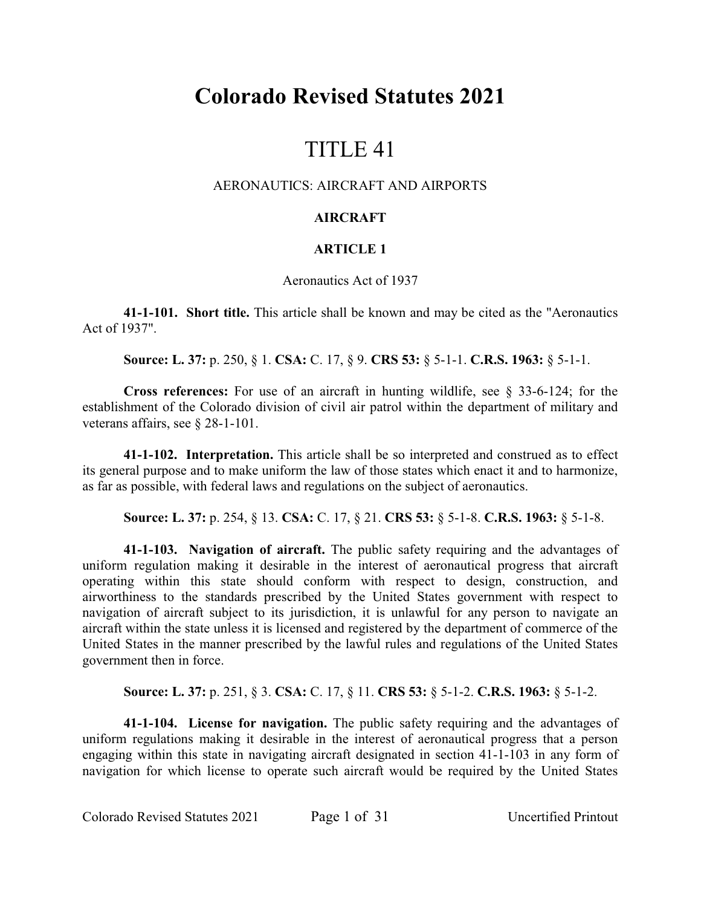# Colorado Revised Statutes 2021

# TITLE 41

AERONAUTICS: AIRCRAFT AND AIRPORTS

**AIRCRAFT**

**ARTICLE 1**

Aeronautics Act of 1937

**41-1-101. Short title.** This article shall be known and may be cited as the "Aeronautics Act of 1937".

**Source: L. 37:** p. 250, § 1. **CSA:** C. 17, § 9. **CRS 53:** § 5-1-1. **C.R.S. 1963:** § 5-1-1.

**Cross references:** For use of an aircraft in hunting wildlife, see § 33-6-124; for the establishment of the Colorado division of civil air patrol within the department of military and veterans affairs, see § 28-1-101.

**41-1-102. Interpretation.** This article shall be so interpreted and construed as to effect its general purpose and to make uniform the law of those states which enact it and to harmonize, as far as possible, with federal laws and regulations on the subject of aeronautics.

**Source: L. 37:** p. 254, § 13. **CSA:** C. 17, § 21. **CRS 53:** § 5-1-8. **C.R.S. 1963:** § 5-1-8.

**41-1-103. Navigation of aircraft.** The public safety requiring and the advantages of uniform regulation making it desirable in the interest of aeronautical progress that aircraft operating within this state should conform with respect to design, construction, and airworthiness to the standards prescribed by the United States government with respect to navigation of aircraft subject to its jurisdiction, it is unlawful for any person to navigate an aircraft within the state unless it is licensed and registered by the department of commerce of the United States in the manner prescribed by the lawful rules and regulations of the United States government then in force.

**Source: L. 37:** p. 251, § 3. **CSA:** C. 17, § 11. **CRS 53:** § 5-1-2. **C.R.S. 1963:** § 5-1-2.

**41-1-104. License for navigation.** The public safety requiring and the advantages of uniform regulations making it desirable in the interest of aeronautical progress that a person engaging within this state in navigating aircraft designated in section 41-1-103 in any form of navigation for which license to operate such aircraft would be required by the United States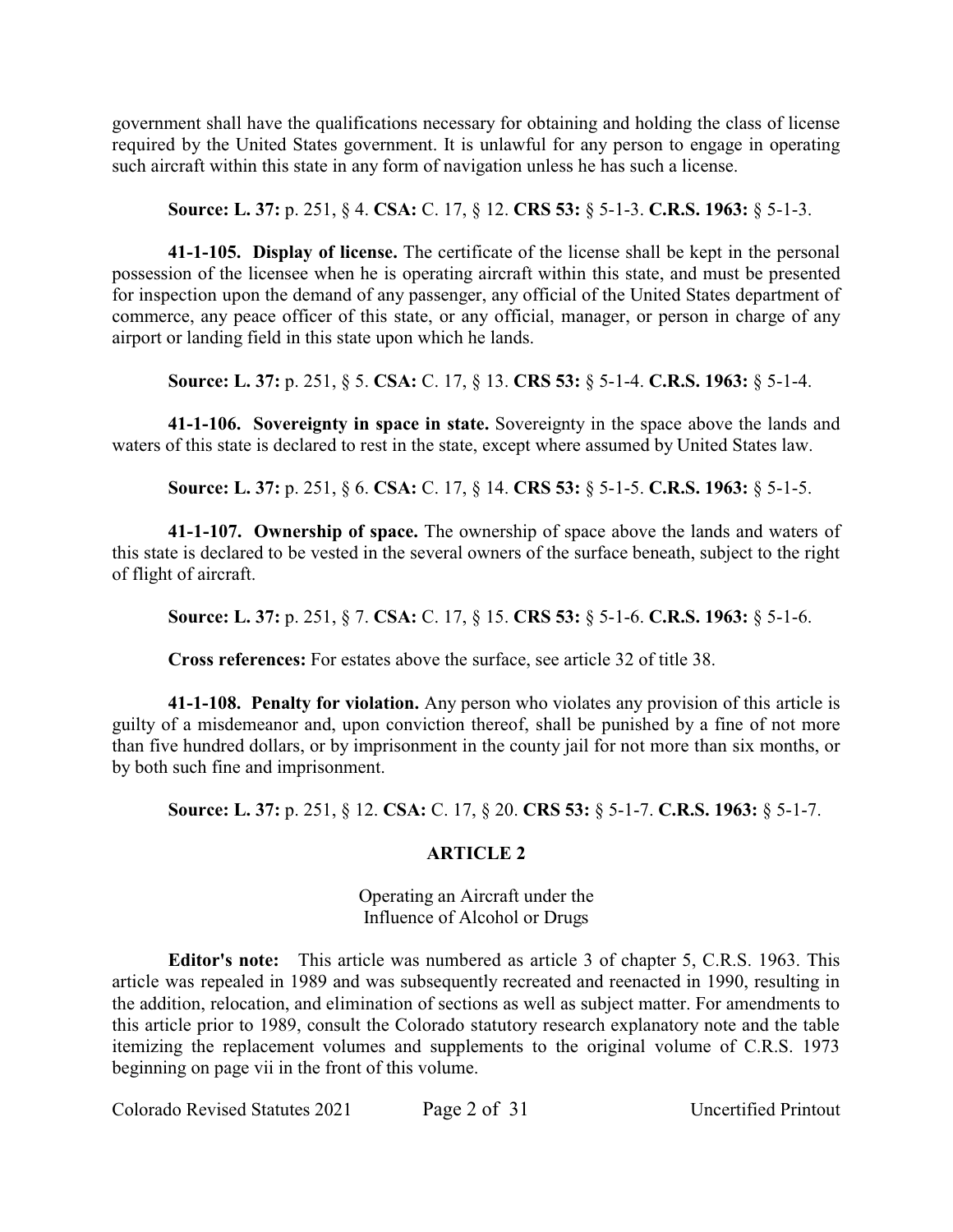government shall have the qualifications necessary for obtaining and holding the class of license required by the United States government. It is unlawful for any person to engage in operating such aircraft within this state in any form of navigation unless he has such a license.

**Source: L. 37:** p. 251, § 4. **CSA:** C. 17, § 12. **CRS 53:** § 5-1-3. **C.R.S. 1963:** § 5-1-3.

**41-1-105. Display of license.** The certificate of the license shall be kept in the personal possession of the licensee when he is operating aircraft within this state, and must be presented for inspection upon the demand of any passenger, any official of the United States department of commerce, any peace officer of this state, or any official, manager, or person in charge of any airport or landing field in this state upon which he lands.

**Source: L. 37:** p. 251, § 5. **CSA:** C. 17, § 13. **CRS 53:** § 5-1-4. **C.R.S. 1963:** § 5-1-4.

**41-1-106. Sovereignty in space in state.** Sovereignty in the space above the lands and waters of this state is declared to rest in the state, except where assumed by United States law.

**Source: L. 37:** p. 251, § 6. **CSA:** C. 17, § 14. **CRS 53:** § 5-1-5. **C.R.S. 1963:** § 5-1-5.

**41-1-107. Ownership of space.** The ownership of space above the lands and waters of this state is declared to be vested in the several owners of the surface beneath, subject to the right of flight of aircraft.

**Source: L. 37:** p. 251, § 7. **CSA:** C. 17, § 15. **CRS 53:** § 5-1-6. **C.R.S. 1963:** § 5-1-6.

**Cross references:** For estates above the surface, see article 32 of title 38.

**41-1-108. Penalty for violation.** Any person who violates any provision of this article is guilty of a misdemeanor and, upon conviction thereof, shall be punished by a fine of not more than five hundred dollars, or by imprisonment in the county jail for not more than six months, or by both such fine and imprisonment.

**Source: L. 37:** p. 251, § 12. **CSA:** C. 17, § 20. **CRS 53:** § 5-1-7. **C.R.S. 1963:** § 5-1-7.

## ARTICLE 2

### Operating an Aircraft under the Influence of Alcohol or Drugs

**Editor's note:** This article was numbered as article 3 of chapter 5, C.R.S. 1963. This article was repealed in 1989 and was subsequently recreated and reenacted in 1990, resulting in the addition, relocation, and elimination of sections as well as subject matter. For amendments to this article prior to 1989, consult the Colorado statutory research explanatory note and the table itemizing the replacement volumes and supplements to the original volume of C.R.S. 1973 beginning on page vii in the front of this volume.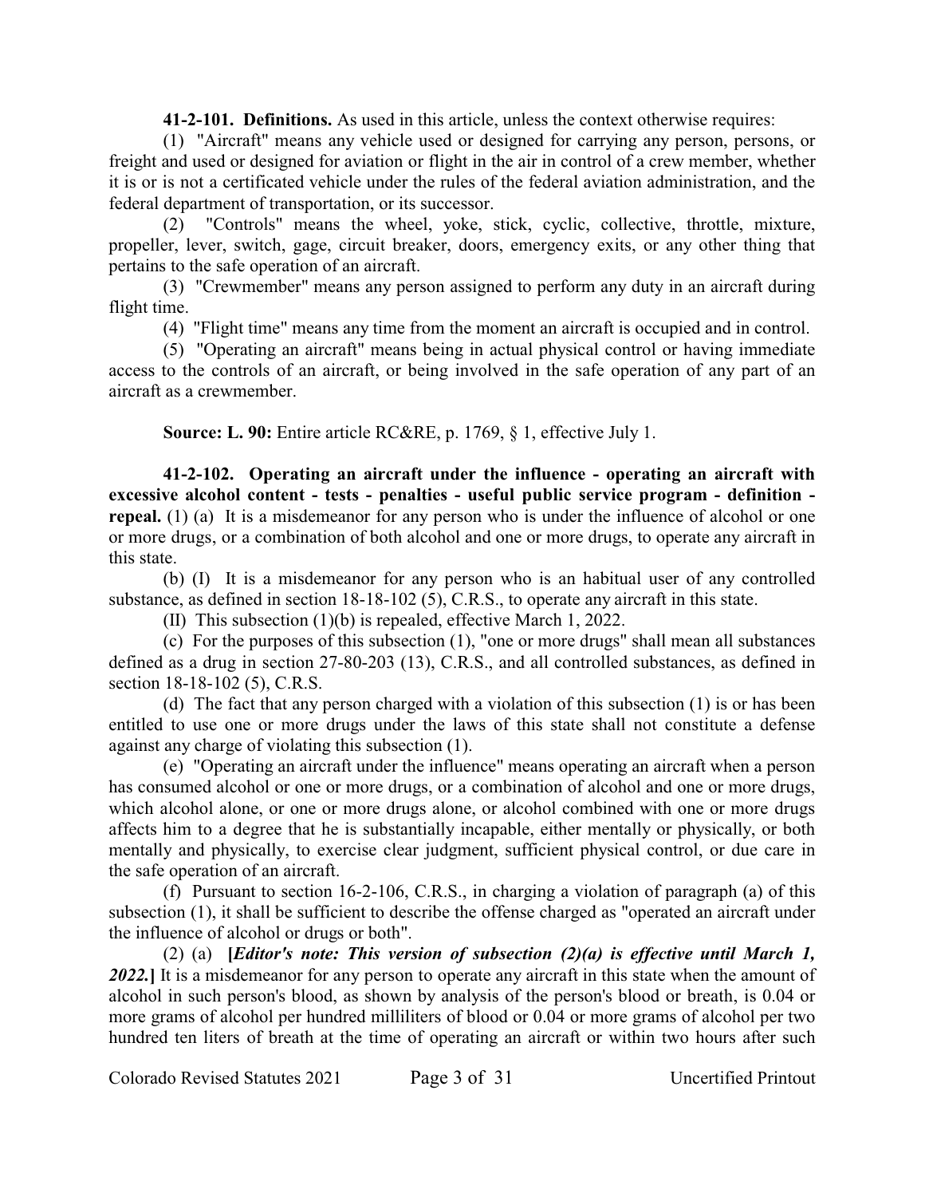**41-2-101. Definitions.** As used in this article, unless the context otherwise requires:

(1) "Aircraft" means any vehicle used or designed for carrying any person, persons, or freight and used or designed for aviation or flight in the air in control of a crew member, whether it is or is not a certificated vehicle under the rules of the federal aviation administration, and the federal department of transportation, or its successor.

(2) "Controls" means the wheel, yoke, stick, cyclic, collective, throttle, mixture, propeller, lever, switch, gage, circuit breaker, doors, emergency exits, or any other thing that pertains to the safe operation of an aircraft.

(3) "Crewmember" means any person assigned to perform any duty in an aircraft during flight time.

(4) "Flight time" means any time from the moment an aircraft is occupied and in control.

(5) "Operating an aircraft" means being in actual physical control or having immediate access to the controls of an aircraft, or being involved in the safe operation of any part of an aircraft as a crewmember.

**Source: L. 90:** Entire article RC&RE, p. 1769, § 1, effective July 1.

**41-2-102. Operating an aircraft under the influence - operating an aircraft with excessive alcohol content - tests - penalties - useful public service program - definition - repeal.** (1) (a) It is a misdemeanor for any person who is under the influence of alcohol or one or more drugs, or a combination of both alcohol and one or more drugs, to operate any aircraft in this state.

(b) (I) It is a misdemeanor for any person who is an habitual user of any controlled substance, as defined in section 18-18-102 (5), C.R.S., to operate any aircraft in this state.

(II) This subsection (1)(b) is repealed, effective March 1, 2022.

(c) For the purposes of this subsection (1), "one or more drugs" shall mean all substances defined as a drug in section 27-80-203 (13), C.R.S., and all controlled substances, as defined in section 18-18-102 (5), C.R.S.

(d) The fact that any person charged with a violation of this subsection (1) is or has been entitled to use one or more drugs under the laws of this state shall not constitute a defense against any charge of violating this subsection (1).

(e) "Operating an aircraft under the influence" means operating an aircraft when a person has consumed alcohol or one or more drugs, or a combination of alcohol and one or more drugs, which alcohol alone, or one or more drugs alone, or alcohol combined with one or more drugs affects him to a degree that he is substantially incapable, either mentally or physically, or both mentally and physically, to exercise clear judgment, sufficient physical control, or due care in the safe operation of an aircraft.

(f) Pursuant to section 16-2-106, C.R.S., in charging a violation of paragraph (a) of this subsection (1), it shall be sufficient to describe the offense charged as "operated an aircraft under the influence of alcohol or drugs or both".

(2) (a) **[*Editor's note: This version of subsection (2)(a) is effective until March 1, 2022.*]** It is a misdemeanor for any person to operate any aircraft in this state when the amount of alcohol in such person's blood, as shown by analysis of the person's blood or breath, is 0.04 or more grams of alcohol per hundred milliliters of blood or 0.04 or more grams of alcohol per two hundred ten liters of breath at the time of operating an aircraft or within two hours after such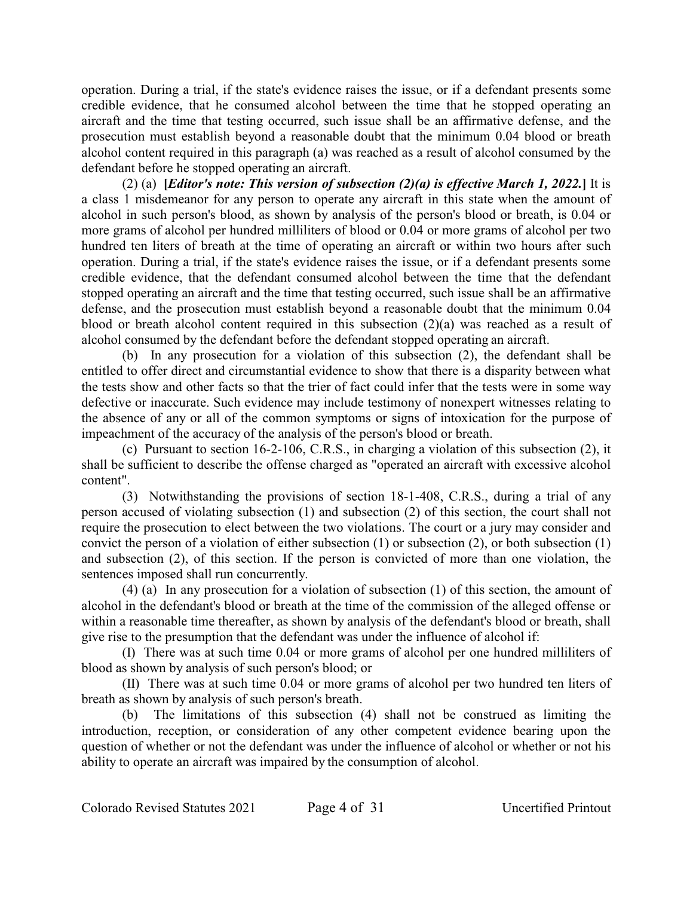operation. During a trial, if the state's evidence raises the issue, or if a defendant presents some credible evidence, that he consumed alcohol between the time that he stopped operating an aircraft and the time that testing occurred, such issue shall be an affirmative defense, and the prosecution must establish beyond a reasonable doubt that the minimum 0.04 blood or breath alcohol content required in this paragraph (a) was reached as a result of alcohol consumed by the defendant before he stopped operating an aircraft.

(2) (a) **[*Editor's note: This version of subsection (2)(a) is effective March 1, 2022.*]** It is a class 1 misdemeanor for any person to operate any aircraft in this state when the amount of alcohol in such person's blood, as shown by analysis of the person's blood or breath, is 0.04 or more grams of alcohol per hundred milliliters of blood or 0.04 or more grams of alcohol per two hundred ten liters of breath at the time of operating an aircraft or within two hours after such operation. During a trial, if the state's evidence raises the issue, or if a defendant presents some credible evidence, that the defendant consumed alcohol between the time that the defendant stopped operating an aircraft and the time that testing occurred, such issue shall be an affirmative defense, and the prosecution must establish beyond a reasonable doubt that the minimum 0.04 blood or breath alcohol content required in this subsection (2)(a) was reached as a result of alcohol consumed by the defendant before the defendant stopped operating an aircraft.

(b) In any prosecution for a violation of this subsection (2), the defendant shall be entitled to offer direct and circumstantial evidence to show that there is a disparity between what the tests show and other facts so that the trier of fact could infer that the tests were in some way defective or inaccurate. Such evidence may include testimony of nonexpert witnesses relating to the absence of any or all of the common symptoms or signs of intoxication for the purpose of impeachment of the accuracy of the analysis of the person's blood or breath.

(c) Pursuant to section 16-2-106, C.R.S., in charging a violation of this subsection (2), it shall be sufficient to describe the offense charged as "operated an aircraft with excessive alcohol content".

(3) Notwithstanding the provisions of section 18-1-408, C.R.S., during a trial of any person accused of violating subsection (1) and subsection (2) of this section, the court shall not require the prosecution to elect between the two violations. The court or a jury may consider and convict the person of a violation of either subsection (1) or subsection (2), or both subsection (1) and subsection (2), of this section. If the person is convicted of more than one violation, the sentences imposed shall run concurrently.

(4) (a) In any prosecution for a violation of subsection (1) of this section, the amount of alcohol in the defendant's blood or breath at the time of the commission of the alleged offense or within a reasonable time thereafter, as shown by analysis of the defendant's blood or breath, shall give rise to the presumption that the defendant was under the influence of alcohol if:

(I) There was at such time 0.04 or more grams of alcohol per one hundred milliliters of blood as shown by analysis of such person's blood; or

(II) There was at such time 0.04 or more grams of alcohol per two hundred ten liters of breath as shown by analysis of such person's breath.

(b) The limitations of this subsection (4) shall not be construed as limiting the introduction, reception, or consideration of any other competent evidence bearing upon the question of whether or not the defendant was under the influence of alcohol or whether or not his ability to operate an aircraft was impaired by the consumption of alcohol.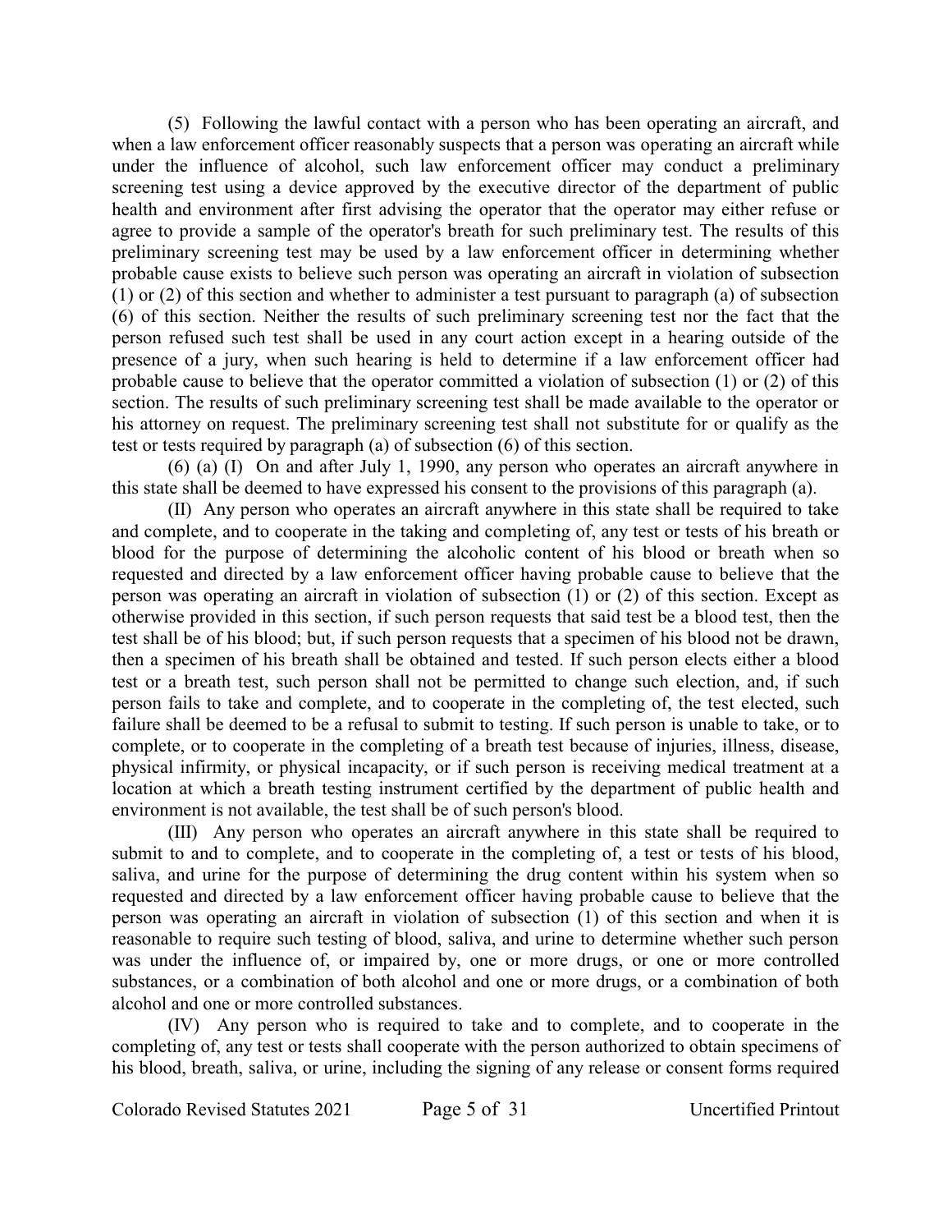(5) Following the lawful contact with a person who has been operating an aircraft, and when a law enforcement officer reasonably suspects that a person was operating an aircraft while under the influence of alcohol, such law enforcement officer may conduct a preliminary screening test using a device approved by the executive director of the department of public health and environment after first advising the operator that the operator may either refuse or agree to provide a sample of the operator's breath for such preliminary test. The results of this preliminary screening test may be used by a law enforcement officer in determining whether probable cause exists to believe such person was operating an aircraft in violation of subsection (1) or (2) of this section and whether to administer a test pursuant to paragraph (a) of subsection (6) of this section. Neither the results of such preliminary screening test nor the fact that the person refused such test shall be used in any court action except in a hearing outside of the presence of a jury, when such hearing is held to determine if a law enforcement officer had probable cause to believe that the operator committed a violation of subsection (1) or (2) of this section. The results of such preliminary screening test shall be made available to the operator or his attorney on request. The preliminary screening test shall not substitute for or qualify as the test or tests required by paragraph (a) of subsection (6) of this section.

(6) (a) (I) On and after July 1, 1990, any person who operates an aircraft anywhere in this state shall be deemed to have expressed his consent to the provisions of this paragraph (a).

(II) Any person who operates an aircraft anywhere in this state shall be required to take and complete, and to cooperate in the taking and completing of, any test or tests of his breath or blood for the purpose of determining the alcoholic content of his blood or breath when so requested and directed by a law enforcement officer having probable cause to believe that the person was operating an aircraft in violation of subsection (1) or (2) of this section. Except as otherwise provided in this section, if such person requests that said test be a blood test, then the test shall be of his blood; but, if such person requests that a specimen of his blood not be drawn, then a specimen of his breath shall be obtained and tested. If such person elects either a blood test or a breath test, such person shall not be permitted to change such election, and, if such person fails to take and complete, and to cooperate in the completing of, the test elected, such failure shall be deemed to be a refusal to submit to testing. If such person is unable to take, or to complete, or to cooperate in the completing of a breath test because of injuries, illness, disease, physical infirmity, or physical incapacity, or if such person is receiving medical treatment at a location at which a breath testing instrument certified by the department of public health and environment is not available, the test shall be of such person's blood.

(III) Any person who operates an aircraft anywhere in this state shall be required to submit to and to complete, and to cooperate in the completing of, a test or tests of his blood, saliva, and urine for the purpose of determining the drug content within his system when so requested and directed by a law enforcement officer having probable cause to believe that the person was operating an aircraft in violation of subsection (1) of this section and when it is reasonable to require such testing of blood, saliva, and urine to determine whether such person was under the influence of, or impaired by, one or more drugs, or one or more controlled substances, or a combination of both alcohol and one or more drugs, or a combination of both alcohol and one or more controlled substances.

(IV) Any person who is required to take and to complete, and to cooperate in the completing of, any test or tests shall cooperate with the person authorized to obtain specimens of his blood, breath, saliva, or urine, including the signing of any release or consent forms required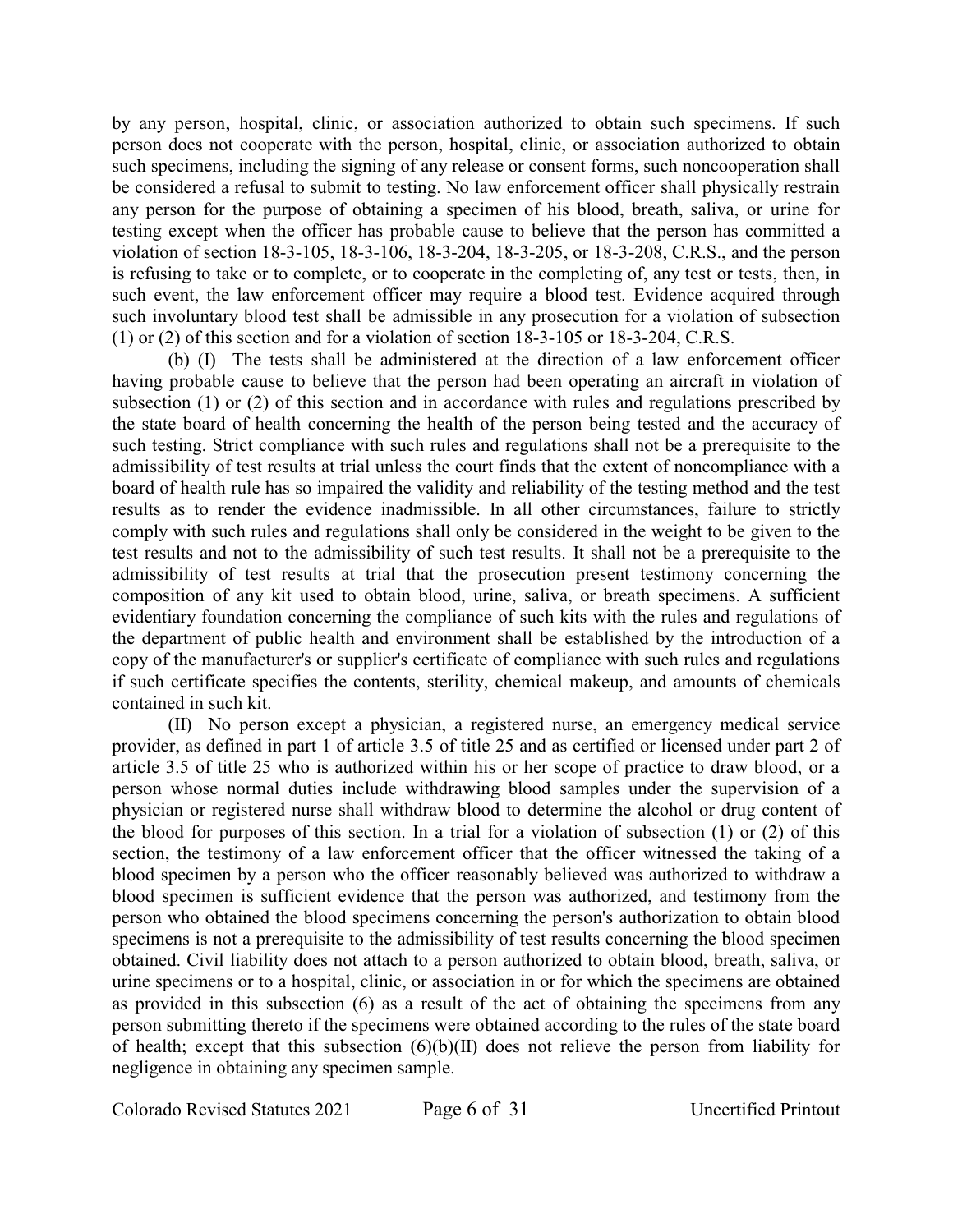by any person, hospital, clinic, or association authorized to obtain such specimens. If such person does not cooperate with the person, hospital, clinic, or association authorized to obtain such specimens, including the signing of any release or consent forms, such noncooperation shall be considered a refusal to submit to testing. No law enforcement officer shall physically restrain any person for the purpose of obtaining a specimen of his blood, breath, saliva, or urine for testing except when the officer has probable cause to believe that the person has committed a violation of section 18-3-105, 18-3-106, 18-3-204, 18-3-205, or 18-3-208, C.R.S., and the person is refusing to take or to complete, or to cooperate in the completing of, any test or tests, then, in such event, the law enforcement officer may require a blood test. Evidence acquired through such involuntary blood test shall be admissible in any prosecution for a violation of subsection (1) or (2) of this section and for a violation of section 18-3-105 or 18-3-204, C.R.S.

(b) (I) The tests shall be administered at the direction of a law enforcement officer having probable cause to believe that the person had been operating an aircraft in violation of subsection (1) or (2) of this section and in accordance with rules and regulations prescribed by the state board of health concerning the health of the person being tested and the accuracy of such testing. Strict compliance with such rules and regulations shall not be a prerequisite to the admissibility of test results at trial unless the court finds that the extent of noncompliance with a board of health rule has so impaired the validity and reliability of the testing method and the test results as to render the evidence inadmissible. In all other circumstances, failure to strictly comply with such rules and regulations shall only be considered in the weight to be given to the test results and not to the admissibility of such test results. It shall not be a prerequisite to the admissibility of test results at trial that the prosecution present testimony concerning the composition of any kit used to obtain blood, urine, saliva, or breath specimens. A sufficient evidentiary foundation concerning the compliance of such kits with the rules and regulations of the department of public health and environment shall be established by the introduction of a copy of the manufacturer's or supplier's certificate of compliance with such rules and regulations if such certificate specifies the contents, sterility, chemical makeup, and amounts of chemicals contained in such kit.

(II) No person except a physician, a registered nurse, an emergency medical service provider, as defined in part 1 of article 3.5 of title 25 and as certified or licensed under part 2 of article 3.5 of title 25 who is authorized within his or her scope of practice to draw blood, or a person whose normal duties include withdrawing blood samples under the supervision of a physician or registered nurse shall withdraw blood to determine the alcohol or drug content of the blood for purposes of this section. In a trial for a violation of subsection (1) or (2) of this section, the testimony of a law enforcement officer that the officer witnessed the taking of a blood specimen by a person who the officer reasonably believed was authorized to withdraw a blood specimen is sufficient evidence that the person was authorized, and testimony from the person who obtained the blood specimens concerning the person's authorization to obtain blood specimens is not a prerequisite to the admissibility of test results concerning the blood specimen obtained. Civil liability does not attach to a person authorized to obtain blood, breath, saliva, or urine specimens or to a hospital, clinic, or association in or for which the specimens are obtained as provided in this subsection (6) as a result of the act of obtaining the specimens from any person submitting thereto if the specimens were obtained according to the rules of the state board of health; except that this subsection (6)(b)(II) does not relieve the person from liability for negligence in obtaining any specimen sample.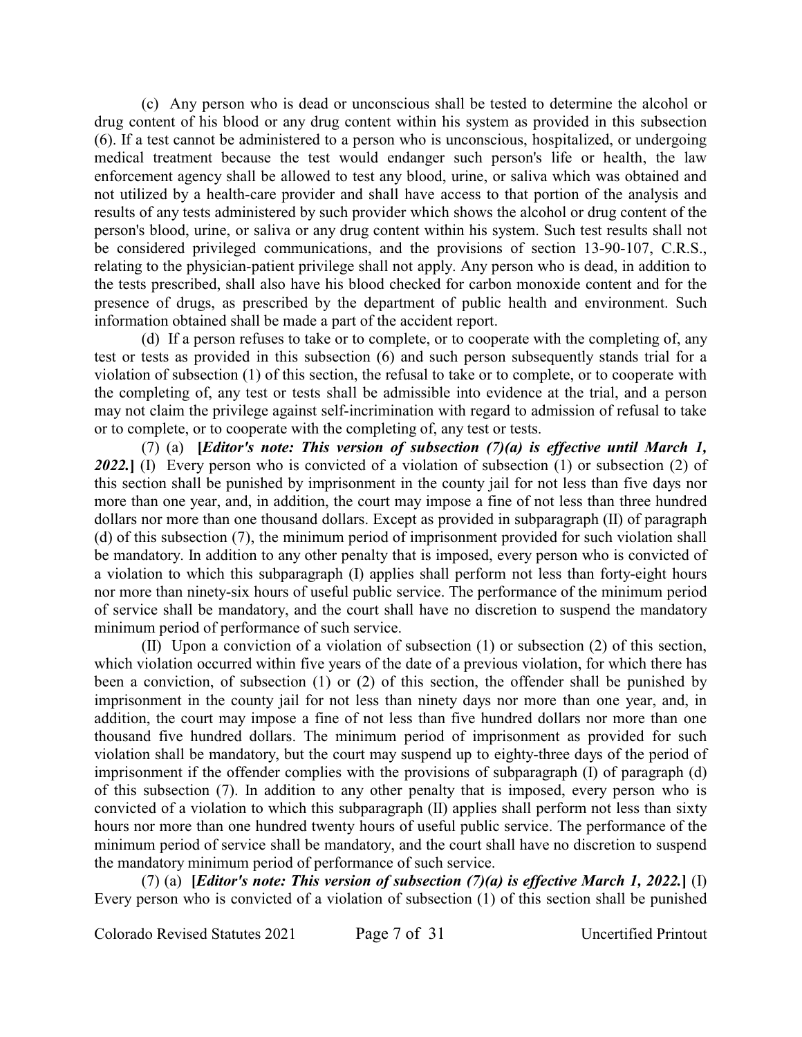(c) Any person who is dead or unconscious shall be tested to determine the alcohol or drug content of his blood or any drug content within his system as provided in this subsection (6). If a test cannot be administered to a person who is unconscious, hospitalized, or undergoing medical treatment because the test would endanger such person's life or health, the law enforcement agency shall be allowed to test any blood, urine, or saliva which was obtained and not utilized by a health-care provider and shall have access to that portion of the analysis and results of any tests administered by such provider which shows the alcohol or drug content of the person's blood, urine, or saliva or any drug content within his system. Such test results shall not be considered privileged communications, and the provisions of section 13-90-107, C.R.S., relating to the physician-patient privilege shall not apply. Any person who is dead, in addition to the tests prescribed, shall also have his blood checked for carbon monoxide content and for the presence of drugs, as prescribed by the department of public health and environment. Such information obtained shall be made a part of the accident report.

(d) If a person refuses to take or to complete, or to cooperate with the completing of, any test or tests as provided in this subsection (6) and such person subsequently stands trial for a violation of subsection (1) of this section, the refusal to take or to complete, or to cooperate with the completing of, any test or tests shall be admissible into evidence at the trial, and a person may not claim the privilege against self-incrimination with regard to admission of refusal to take or to complete, or to cooperate with the completing of, any test or tests.

(7) (a) **[*Editor's note: This version of subsection (7)(a) is effective until March 1, 2022.*]** (I) Every person who is convicted of a violation of subsection (1) or subsection (2) of this section shall be punished by imprisonment in the county jail for not less than five days nor more than one year, and, in addition, the court may impose a fine of not less than three hundred dollars nor more than one thousand dollars. Except as provided in subparagraph (II) of paragraph (d) of this subsection (7), the minimum period of imprisonment provided for such violation shall be mandatory. In addition to any other penalty that is imposed, every person who is convicted of a violation to which this subparagraph (I) applies shall perform not less than forty-eight hours nor more than ninety-six hours of useful public service. The performance of the minimum period of service shall be mandatory, and the court shall have no discretion to suspend the mandatory minimum period of performance of such service.

(II) Upon a conviction of a violation of subsection (1) or subsection (2) of this section, which violation occurred within five years of the date of a previous violation, for which there has been a conviction, of subsection (1) or (2) of this section, the offender shall be punished by imprisonment in the county jail for not less than ninety days nor more than one year, and, in addition, the court may impose a fine of not less than five hundred dollars nor more than one thousand five hundred dollars. The minimum period of imprisonment as provided for such violation shall be mandatory, but the court may suspend up to eighty-three days of the period of imprisonment if the offender complies with the provisions of subparagraph (I) of paragraph (d) of this subsection (7). In addition to any other penalty that is imposed, every person who is convicted of a violation to which this subparagraph (II) applies shall perform not less than sixty hours nor more than one hundred twenty hours of useful public service. The performance of the minimum period of service shall be mandatory, and the court shall have no discretion to suspend the mandatory minimum period of performance of such service.

(7) (a) **[*Editor's note: This version of subsection (7)(a) is effective March 1, 2022.*]** (I) Every person who is convicted of a violation of subsection (1) of this section shall be punished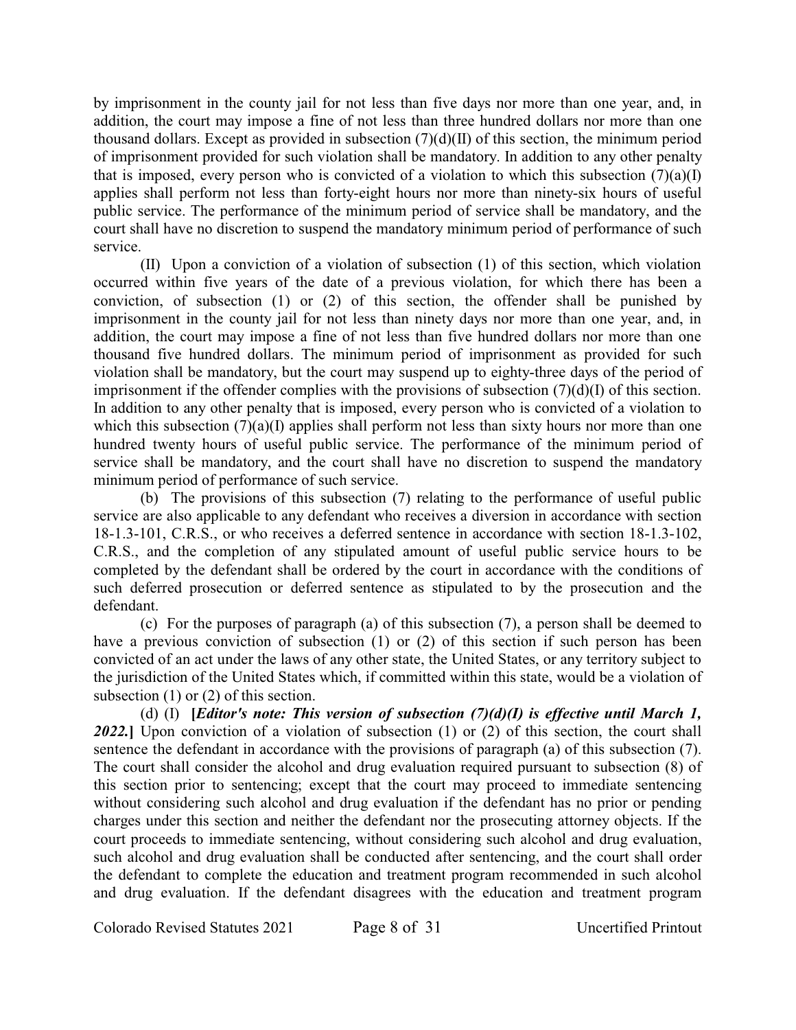by imprisonment in the county jail for not less than five days nor more than one year, and, in addition, the court may impose a fine of not less than three hundred dollars nor more than one thousand dollars. Except as provided in subsection (7)(d)(II) of this section, the minimum period of imprisonment provided for such violation shall be mandatory. In addition to any other penalty that is imposed, every person who is convicted of a violation to which this subsection (7)(a)(I) applies shall perform not less than forty-eight hours nor more than ninety-six hours of useful public service. The performance of the minimum period of service shall be mandatory, and the court shall have no discretion to suspend the mandatory minimum period of performance of such service.

(II) Upon a conviction of a violation of subsection (1) of this section, which violation occurred within five years of the date of a previous violation, for which there has been a conviction, of subsection (1) or (2) of this section, the offender shall be punished by imprisonment in the county jail for not less than ninety days nor more than one year, and, in addition, the court may impose a fine of not less than five hundred dollars nor more than one thousand five hundred dollars. The minimum period of imprisonment as provided for such violation shall be mandatory, but the court may suspend up to eighty-three days of the period of imprisonment if the offender complies with the provisions of subsection (7)(d)(I) of this section. In addition to any other penalty that is imposed, every person who is convicted of a violation to which this subsection (7)(a)(I) applies shall perform not less than sixty hours nor more than one hundred twenty hours of useful public service. The performance of the minimum period of service shall be mandatory, and the court shall have no discretion to suspend the mandatory minimum period of performance of such service.

(b) The provisions of this subsection (7) relating to the performance of useful public service are also applicable to any defendant who receives a diversion in accordance with section 18-1.3-101, C.R.S., or who receives a deferred sentence in accordance with section 18-1.3-102, C.R.S., and the completion of any stipulated amount of useful public service hours to be completed by the defendant shall be ordered by the court in accordance with the conditions of such deferred prosecution or deferred sentence as stipulated to by the prosecution and the defendant.

(c) For the purposes of paragraph (a) of this subsection (7), a person shall be deemed to have a previous conviction of subsection (1) or (2) of this section if such person has been convicted of an act under the laws of any other state, the United States, or any territory subject to the jurisdiction of the United States which, if committed within this state, would be a violation of subsection (1) or (2) of this section.

(d) (I) **[*Editor's note: This version of subsection (7)(d)(I) is effective until March 1, 2022.*]** Upon conviction of a violation of subsection (1) or (2) of this section, the court shall sentence the defendant in accordance with the provisions of paragraph (a) of this subsection (7). The court shall consider the alcohol and drug evaluation required pursuant to subsection (8) of this section prior to sentencing; except that the court may proceed to immediate sentencing without considering such alcohol and drug evaluation if the defendant has no prior or pending charges under this section and neither the defendant nor the prosecuting attorney objects. If the court proceeds to immediate sentencing, without considering such alcohol and drug evaluation, such alcohol and drug evaluation shall be conducted after sentencing, and the court shall order the defendant to complete the education and treatment program recommended in such alcohol and drug evaluation. If the defendant disagrees with the education and treatment program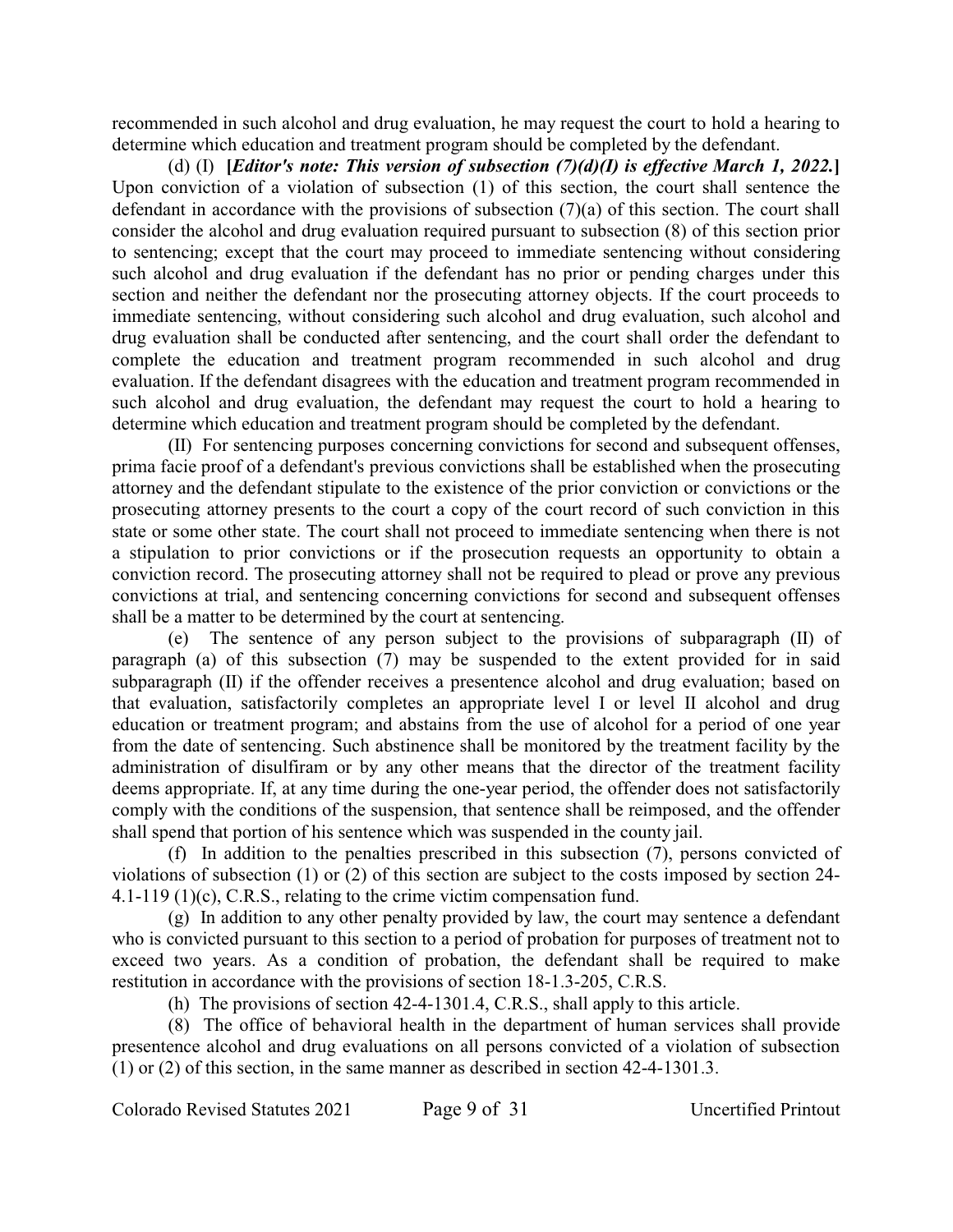recommended in such alcohol and drug evaluation, he may request the court to hold a hearing to determine which education and treatment program should be completed by the defendant.

(d) (I) **[*Editor's note: This version of subsection (7)(d)(I) is effective March 1, 2022.*]** Upon conviction of a violation of subsection (1) of this section, the court shall sentence the defendant in accordance with the provisions of subsection (7)(a) of this section. The court shall consider the alcohol and drug evaluation required pursuant to subsection (8) of this section prior to sentencing; except that the court may proceed to immediate sentencing without considering such alcohol and drug evaluation if the defendant has no prior or pending charges under this section and neither the defendant nor the prosecuting attorney objects. If the court proceeds to immediate sentencing, without considering such alcohol and drug evaluation, such alcohol and drug evaluation shall be conducted after sentencing, and the court shall order the defendant to complete the education and treatment program recommended in such alcohol and drug evaluation. If the defendant disagrees with the education and treatment program recommended in such alcohol and drug evaluation, the defendant may request the court to hold a hearing to determine which education and treatment program should be completed by the defendant.

(II) For sentencing purposes concerning convictions for second and subsequent offenses, prima facie proof of a defendant's previous convictions shall be established when the prosecuting attorney and the defendant stipulate to the existence of the prior conviction or convictions or the prosecuting attorney presents to the court a copy of the court record of such conviction in this state or some other state. The court shall not proceed to immediate sentencing when there is not a stipulation to prior convictions or if the prosecution requests an opportunity to obtain a conviction record. The prosecuting attorney shall not be required to plead or prove any previous convictions at trial, and sentencing concerning convictions for second and subsequent offenses shall be a matter to be determined by the court at sentencing.

(e) The sentence of any person subject to the provisions of subparagraph (II) of paragraph (a) of this subsection (7) may be suspended to the extent provided for in said subparagraph (II) if the offender receives a presentence alcohol and drug evaluation; based on that evaluation, satisfactorily completes an appropriate level I or level II alcohol and drug education or treatment program; and abstains from the use of alcohol for a period of one year from the date of sentencing. Such abstinence shall be monitored by the treatment facility by the administration of disulfiram or by any other means that the director of the treatment facility deems appropriate. If, at any time during the one-year period, the offender does not satisfactorily comply with the conditions of the suspension, that sentence shall be reimposed, and the offender shall spend that portion of his sentence which was suspended in the county jail.

(f) In addition to the penalties prescribed in this subsection (7), persons convicted of violations of subsection (1) or (2) of this section are subject to the costs imposed by section 24-4.1-119 (1)(c), C.R.S., relating to the crime victim compensation fund.

(g) In addition to any other penalty provided by law, the court may sentence a defendant who is convicted pursuant to this section to a period of probation for purposes of treatment not to exceed two years. As a condition of probation, the defendant shall be required to make restitution in accordance with the provisions of section 18-1.3-205, C.R.S.

(h) The provisions of section 42-4-1301.4, C.R.S., shall apply to this article.

(8) The office of behavioral health in the department of human services shall provide presentence alcohol and drug evaluations on all persons convicted of a violation of subsection (1) or (2) of this section, in the same manner as described in section 42-4-1301.3.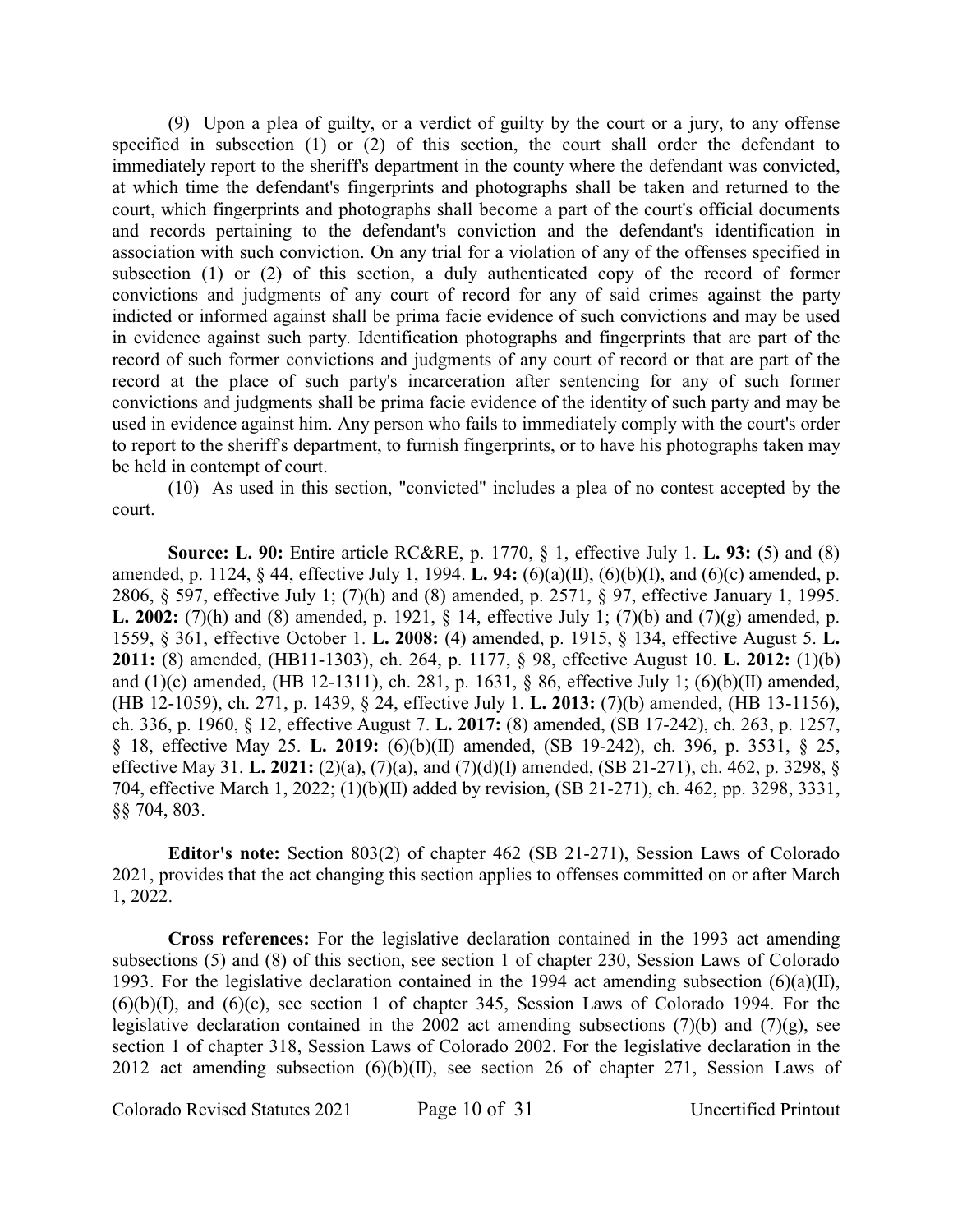(9) Upon a plea of guilty, or a verdict of guilty by the court or a jury, to any offense specified in subsection (1) or (2) of this section, the court shall order the defendant to immediately report to the sheriff's department in the county where the defendant was convicted, at which time the defendant's fingerprints and photographs shall be taken and returned to the court, which fingerprints and photographs shall become a part of the court's official documents and records pertaining to the defendant's conviction and the defendant's identification in association with such conviction. On any trial for a violation of any of the offenses specified in subsection (1) or (2) of this section, a duly authenticated copy of the record of former convictions and judgments of any court of record for any of said crimes against the party indicted or informed against shall be prima facie evidence of such convictions and may be used in evidence against such party. Identification photographs and fingerprints that are part of the record of such former convictions and judgments of any court of record or that are part of the record at the place of such party's incarceration after sentencing for any of such former convictions and judgments shall be prima facie evidence of the identity of such party and may be used in evidence against him. Any person who fails to immediately comply with the court's order to report to the sheriff's department, to furnish fingerprints, or to have his photographs taken may be held in contempt of court.

(10) As used in this section, "convicted" includes a plea of no contest accepted by the court.

**Source: L. 90:** Entire article RC&RE, p. 1770, § 1, effective July 1. **L. 93:** (5) and (8) amended, p. 1124, § 44, effective July 1, 1994. **L. 94:** (6)(a)(II), (6)(b)(I), and (6)(c) amended, p. 2806, § 597, effective July 1; (7)(h) and (8) amended, p. 2571, § 97, effective January 1, 1995. **L. 2002:** (7)(h) and (8) amended, p. 1921, § 14, effective July 1; (7)(b) and (7)(g) amended, p. 1559, § 361, effective October 1. **L. 2008:** (4) amended, p. 1915, § 134, effective August 5. **L. 2011:** (8) amended, (HB11-1303), ch. 264, p. 1177, § 98, effective August 10. **L. 2012:** (1)(b) and (1)(c) amended, (HB 12-1311), ch. 281, p. 1631, § 86, effective July 1; (6)(b)(II) amended, (HB 12-1059), ch. 271, p. 1439, § 24, effective July 1. **L. 2013:** (7)(b) amended, (HB 13-1156), ch. 336, p. 1960, § 12, effective August 7. **L. 2017:** (8) amended, (SB 17-242), ch. 263, p. 1257, § 18, effective May 25. **L. 2019:** (6)(b)(II) amended, (SB 19-242), ch. 396, p. 3531, § 25, effective May 31. **L. 2021:** (2)(a), (7)(a), and (7)(d)(I) amended, (SB 21-271), ch. 462, p. 3298, § 704, effective March 1, 2022; (1)(b)(II) added by revision, (SB 21-271), ch. 462, pp. 3298, 3331, §§ 704, 803.

**Editor's note:** Section 803(2) of chapter 462 (SB 21-271), Session Laws of Colorado 2021, provides that the act changing this section applies to offenses committed on or after March 1, 2022.

**Cross references:** For the legislative declaration contained in the 1993 act amending subsections (5) and (8) of this section, see section 1 of chapter 230, Session Laws of Colorado 1993. For the legislative declaration contained in the 1994 act amending subsection (6)(a)(II), (6)(b)(I), and (6)(c), see section 1 of chapter 345, Session Laws of Colorado 1994. For the legislative declaration contained in the 2002 act amending subsections (7)(b) and (7)(g), see section 1 of chapter 318, Session Laws of Colorado 2002. For the legislative declaration in the 2012 act amending subsection (6)(b)(II), see section 26 of chapter 271, Session Laws of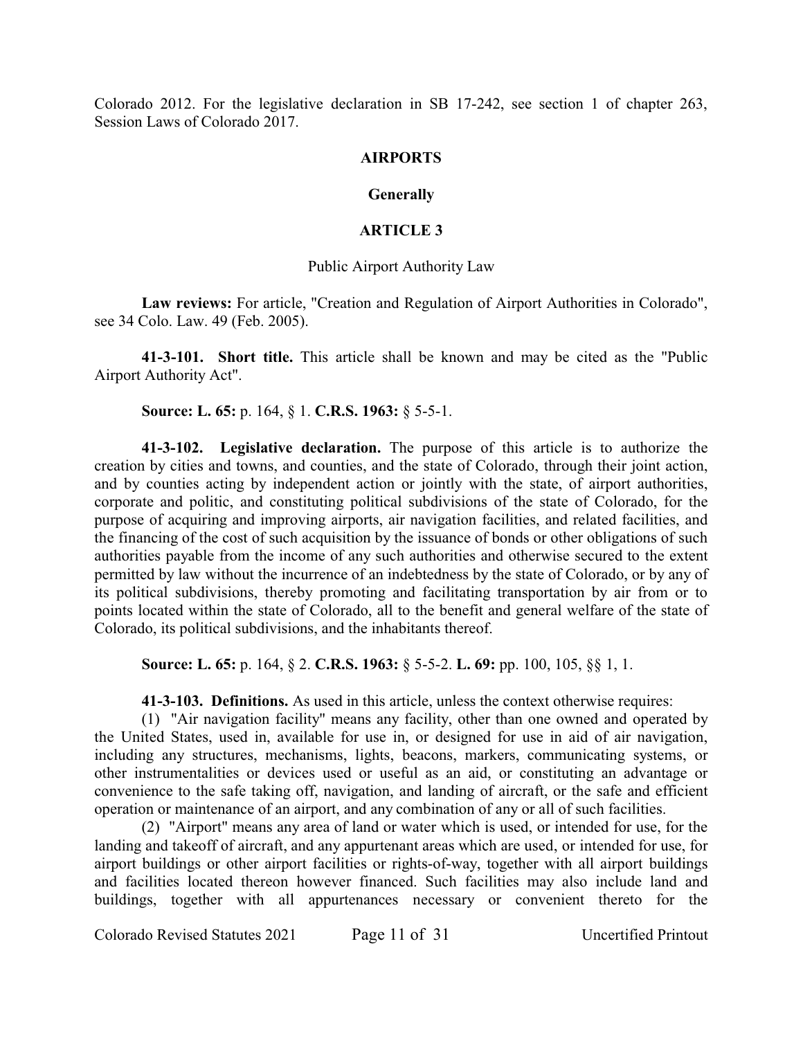Colorado 2012. For the legislative declaration in SB 17-242, see section 1 of chapter 263, Session Laws of Colorado 2017.

## AIRPORTS

### Generally

## ARTICLE 3

### Public Airport Authority Law

**Law reviews:** For article, "Creation and Regulation of Airport Authorities in Colorado", see 34 Colo. Law. 49 (Feb. 2005).

**41-3-101. Short title.** This article shall be known and may be cited as the "Public Airport Authority Act".

**Source: L. 65:** p. 164, § 1. **C.R.S. 1963:** § 5-5-1.

**41-3-102. Legislative declaration.** The purpose of this article is to authorize the creation by cities and towns, and counties, and the state of Colorado, through their joint action, and by counties acting by independent action or jointly with the state, of airport authorities, corporate and politic, and constituting political subdivisions of the state of Colorado, for the purpose of acquiring and improving airports, air navigation facilities, and related facilities, and the financing of the cost of such acquisition by the issuance of bonds or other obligations of such authorities payable from the income of any such authorities and otherwise secured to the extent permitted by law without the incurrence of an indebtedness by the state of Colorado, or by any of its political subdivisions, thereby promoting and facilitating transportation by air from or to points located within the state of Colorado, all to the benefit and general welfare of the state of Colorado, its political subdivisions, and the inhabitants thereof.

**Source: L. 65:** p. 164, § 2. **C.R.S. 1963:** § 5-5-2. **L. 69:** pp. 100, 105, §§ 1, 1.

**41-3-103. Definitions.** As used in this article, unless the context otherwise requires:

(1) "Air navigation facility" means any facility, other than one owned and operated by the United States, used in, available for use in, or designed for use in aid of air navigation, including any structures, mechanisms, lights, beacons, markers, communicating systems, or other instrumentalities or devices used or useful as an aid, or constituting an advantage or convenience to the safe taking off, navigation, and landing of aircraft, or the safe and efficient operation or maintenance of an airport, and any combination of any or all of such facilities.

(2) "Airport" means any area of land or water which is used, or intended for use, for the landing and takeoff of aircraft, and any appurtenant areas which are used, or intended for use, for airport buildings or other airport facilities or rights-of-way, together with all airport buildings and facilities located thereon however financed. Such facilities may also include land and buildings, together with all appurtenances necessary or convenient thereto for the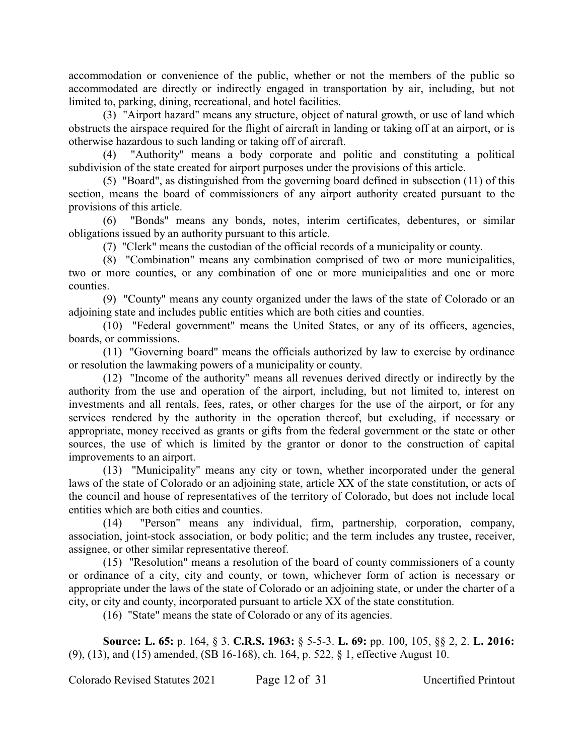accommodation or convenience of the public, whether or not the members of the public so accommodated are directly or indirectly engaged in transportation by air, including, but not limited to, parking, dining, recreational, and hotel facilities.

(3) "Airport hazard" means any structure, object of natural growth, or use of land which obstructs the airspace required for the flight of aircraft in landing or taking off at an airport, or is otherwise hazardous to such landing or taking off of aircraft.

(4) "Authority" means a body corporate and politic and constituting a political subdivision of the state created for airport purposes under the provisions of this article.

(5) "Board", as distinguished from the governing board defined in subsection (11) of this section, means the board of commissioners of any airport authority created pursuant to the provisions of this article.

(6) "Bonds" means any bonds, notes, interim certificates, debentures, or similar obligations issued by an authority pursuant to this article.

(7) "Clerk" means the custodian of the official records of a municipality or county.

(8) "Combination" means any combination comprised of two or more municipalities, two or more counties, or any combination of one or more municipalities and one or more counties.

(9) "County" means any county organized under the laws of the state of Colorado or an adjoining state and includes public entities which are both cities and counties.

(10) "Federal government" means the United States, or any of its officers, agencies, boards, or commissions.

(11) "Governing board" means the officials authorized by law to exercise by ordinance or resolution the lawmaking powers of a municipality or county.

(12) "Income of the authority" means all revenues derived directly or indirectly by the authority from the use and operation of the airport, including, but not limited to, interest on investments and all rentals, fees, rates, or other charges for the use of the airport, or for any services rendered by the authority in the operation thereof, but excluding, if necessary or appropriate, money received as grants or gifts from the federal government or the state or other sources, the use of which is limited by the grantor or donor to the construction of capital improvements to an airport.

(13) "Municipality" means any city or town, whether incorporated under the general laws of the state of Colorado or an adjoining state, article XX of the state constitution, or acts of the council and house of representatives of the territory of Colorado, but does not include local entities which are both cities and counties.

(14) "Person" means any individual, firm, partnership, corporation, company, association, joint-stock association, or body politic; and the term includes any trustee, receiver, assignee, or other similar representative thereof.

(15) "Resolution" means a resolution of the board of county commissioners of a county or ordinance of a city, city and county, or town, whichever form of action is necessary or appropriate under the laws of the state of Colorado or an adjoining state, or under the charter of a city, or city and county, incorporated pursuant to article XX of the state constitution.

(16) "State" means the state of Colorado or any of its agencies.

**Source: L. 65:** p. 164, § 3. **C.R.S. 1963:** § 5-5-3. **L. 69:** pp. 100, 105, §§ 2, 2. **L. 2016:** (9), (13), and (15) amended, (SB 16-168), ch. 164, p. 522, § 1, effective August 10.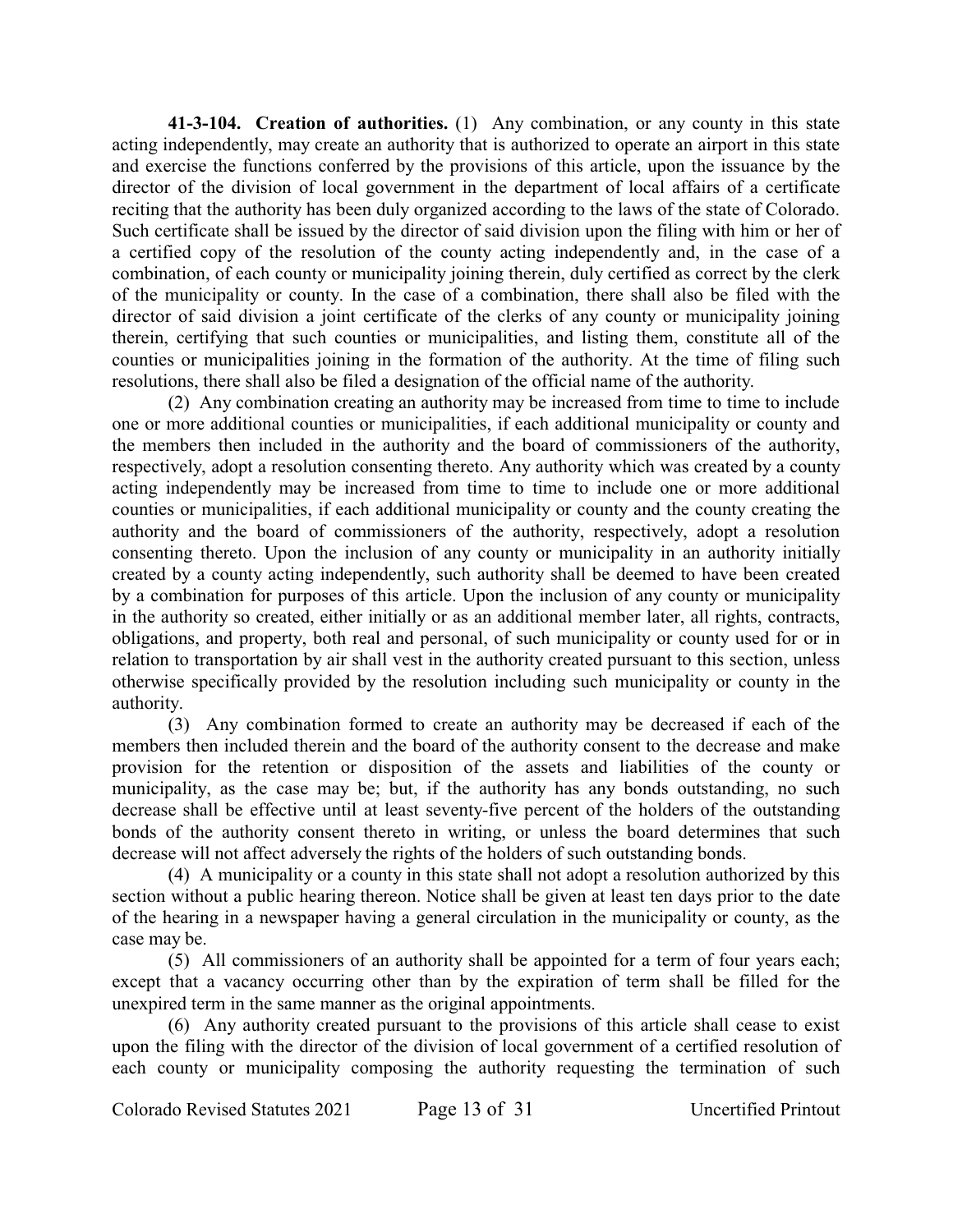**41-3-104. Creation of authorities.** (1) Any combination, or any county in this state acting independently, may create an authority that is authorized to operate an airport in this state and exercise the functions conferred by the provisions of this article, upon the issuance by the director of the division of local government in the department of local affairs of a certificate reciting that the authority has been duly organized according to the laws of the state of Colorado. Such certificate shall be issued by the director of said division upon the filing with him or her of a certified copy of the resolution of the county acting independently and, in the case of a combination, of each county or municipality joining therein, duly certified as correct by the clerk of the municipality or county. In the case of a combination, there shall also be filed with the director of said division a joint certificate of the clerks of any county or municipality joining therein, certifying that such counties or municipalities, and listing them, constitute all of the counties or municipalities joining in the formation of the authority. At the time of filing such resolutions, there shall also be filed a designation of the official name of the authority.

(2) Any combination creating an authority may be increased from time to time to include one or more additional counties or municipalities, if each additional municipality or county and the members then included in the authority and the board of commissioners of the authority, respectively, adopt a resolution consenting thereto. Any authority which was created by a county acting independently may be increased from time to time to include one or more additional counties or municipalities, if each additional municipality or county and the county creating the authority and the board of commissioners of the authority, respectively, adopt a resolution consenting thereto. Upon the inclusion of any county or municipality in an authority initially created by a county acting independently, such authority shall be deemed to have been created by a combination for purposes of this article. Upon the inclusion of any county or municipality in the authority so created, either initially or as an additional member later, all rights, contracts, obligations, and property, both real and personal, of such municipality or county used for or in relation to transportation by air shall vest in the authority created pursuant to this section, unless otherwise specifically provided by the resolution including such municipality or county in the authority.

(3) Any combination formed to create an authority may be decreased if each of the members then included therein and the board of the authority consent to the decrease and make provision for the retention or disposition of the assets and liabilities of the county or municipality, as the case may be; but, if the authority has any bonds outstanding, no such decrease shall be effective until at least seventy-five percent of the holders of the outstanding bonds of the authority consent thereto in writing, or unless the board determines that such decrease will not affect adversely the rights of the holders of such outstanding bonds.

(4) A municipality or a county in this state shall not adopt a resolution authorized by this section without a public hearing thereon. Notice shall be given at least ten days prior to the date of the hearing in a newspaper having a general circulation in the municipality or county, as the case may be.

(5) All commissioners of an authority shall be appointed for a term of four years each; except that a vacancy occurring other than by the expiration of term shall be filled for the unexpired term in the same manner as the original appointments.

(6) Any authority created pursuant to the provisions of this article shall cease to exist upon the filing with the director of the division of local government of a certified resolution of each county or municipality composing the authority requesting the termination of such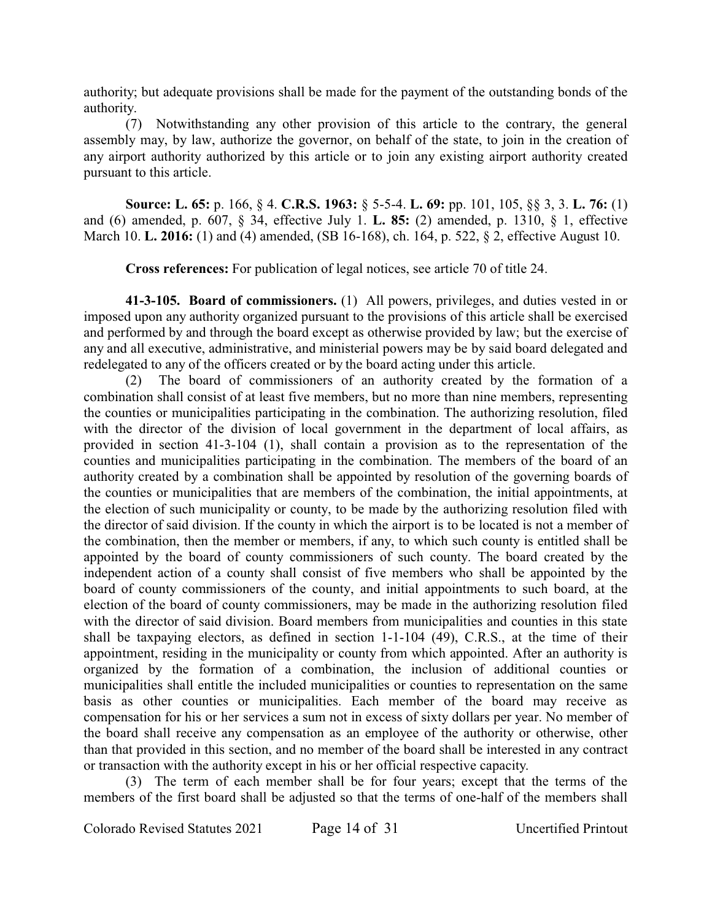authority; but adequate provisions shall be made for the payment of the outstanding bonds of the authority.

(7) Notwithstanding any other provision of this article to the contrary, the general assembly may, by law, authorize the governor, on behalf of the state, to join in the creation of any airport authority authorized by this article or to join any existing airport authority created pursuant to this article.

**Source: L. 65:** p. 166, § 4. **C.R.S. 1963:** § 5-5-4. **L. 69:** pp. 101, 105, §§ 3, 3. **L. 76:** (1) and (6) amended, p. 607, § 34, effective July 1. **L. 85:** (2) amended, p. 1310, § 1, effective March 10. **L. 2016:** (1) and (4) amended, (SB 16-168), ch. 164, p. 522, § 2, effective August 10.

**Cross references:** For publication of legal notices, see article 70 of title 24.

**41-3-105. Board of commissioners.** (1) All powers, privileges, and duties vested in or imposed upon any authority organized pursuant to the provisions of this article shall be exercised and performed by and through the board except as otherwise provided by law; but the exercise of any and all executive, administrative, and ministerial powers may be by said board delegated and redelegated to any of the officers created or by the board acting under this article.

(2) The board of commissioners of an authority created by the formation of a combination shall consist of at least five members, but no more than nine members, representing the counties or municipalities participating in the combination. The authorizing resolution, filed with the director of the division of local government in the department of local affairs, as provided in section 41-3-104 (1), shall contain a provision as to the representation of the counties and municipalities participating in the combination. The members of the board of an authority created by a combination shall be appointed by resolution of the governing boards of the counties or municipalities that are members of the combination, the initial appointments, at the election of such municipality or county, to be made by the authorizing resolution filed with the director of said division. If the county in which the airport is to be located is not a member of the combination, then the member or members, if any, to which such county is entitled shall be appointed by the board of county commissioners of such county. The board created by the independent action of a county shall consist of five members who shall be appointed by the board of county commissioners of the county, and initial appointments to such board, at the election of the board of county commissioners, may be made in the authorizing resolution filed with the director of said division. Board members from municipalities and counties in this state shall be taxpaying electors, as defined in section 1-1-104 (49), C.R.S., at the time of their appointment, residing in the municipality or county from which appointed. After an authority is organized by the formation of a combination, the inclusion of additional counties or municipalities shall entitle the included municipalities or counties to representation on the same basis as other counties or municipalities. Each member of the board may receive as compensation for his or her services a sum not in excess of sixty dollars per year. No member of the board shall receive any compensation as an employee of the authority or otherwise, other than that provided in this section, and no member of the board shall be interested in any contract or transaction with the authority except in his or her official respective capacity.

(3) The term of each member shall be for four years; except that the terms of the members of the first board shall be adjusted so that the terms of one-half of the members shall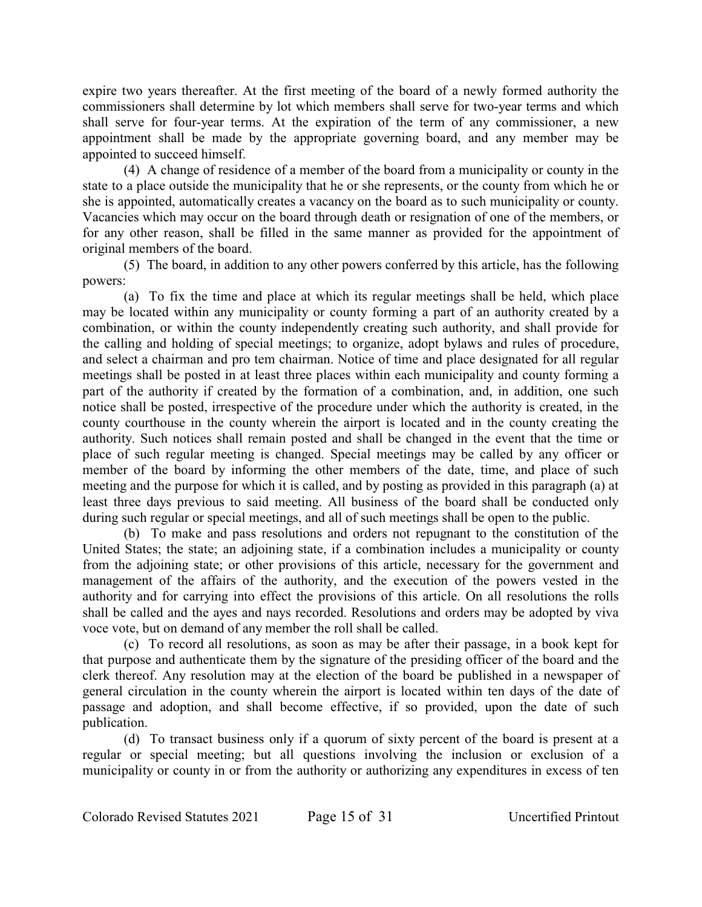expire two years thereafter. At the first meeting of the board of a newly formed authority the commissioners shall determine by lot which members shall serve for two-year terms and which shall serve for four-year terms. At the expiration of the term of any commissioner, a new appointment shall be made by the appropriate governing board, and any member may be appointed to succeed himself.

(4) A change of residence of a member of the board from a municipality or county in the state to a place outside the municipality that he or she represents, or the county from which he or she is appointed, automatically creates a vacancy on the board as to such municipality or county. Vacancies which may occur on the board through death or resignation of one of the members, or for any other reason, shall be filled in the same manner as provided for the appointment of original members of the board.

(5) The board, in addition to any other powers conferred by this article, has the following powers:

(a) To fix the time and place at which its regular meetings shall be held, which place may be located within any municipality or county forming a part of an authority created by a combination, or within the county independently creating such authority, and shall provide for the calling and holding of special meetings; to organize, adopt bylaws and rules of procedure, and select a chairman and pro tem chairman. Notice of time and place designated for all regular meetings shall be posted in at least three places within each municipality and county forming a part of the authority if created by the formation of a combination, and, in addition, one such notice shall be posted, irrespective of the procedure under which the authority is created, in the county courthouse in the county wherein the airport is located and in the county creating the authority. Such notices shall remain posted and shall be changed in the event that the time or place of such regular meeting is changed. Special meetings may be called by any officer or member of the board by informing the other members of the date, time, and place of such meeting and the purpose for which it is called, and by posting as provided in this paragraph (a) at least three days previous to said meeting. All business of the board shall be conducted only during such regular or special meetings, and all of such meetings shall be open to the public.

(b) To make and pass resolutions and orders not repugnant to the constitution of the United States; the state; an adjoining state, if a combination includes a municipality or county from the adjoining state; or other provisions of this article, necessary for the government and management of the affairs of the authority, and the execution of the powers vested in the authority and for carrying into effect the provisions of this article. On all resolutions the rolls shall be called and the ayes and nays recorded. Resolutions and orders may be adopted by viva voce vote, but on demand of any member the roll shall be called.

(c) To record all resolutions, as soon as may be after their passage, in a book kept for that purpose and authenticate them by the signature of the presiding officer of the board and the clerk thereof. Any resolution may at the election of the board be published in a newspaper of general circulation in the county wherein the airport is located within ten days of the date of passage and adoption, and shall become effective, if so provided, upon the date of such publication.

(d) To transact business only if a quorum of sixty percent of the board is present at a regular or special meeting; but all questions involving the inclusion or exclusion of a municipality or county in or from the authority or authorizing any expenditures in excess of ten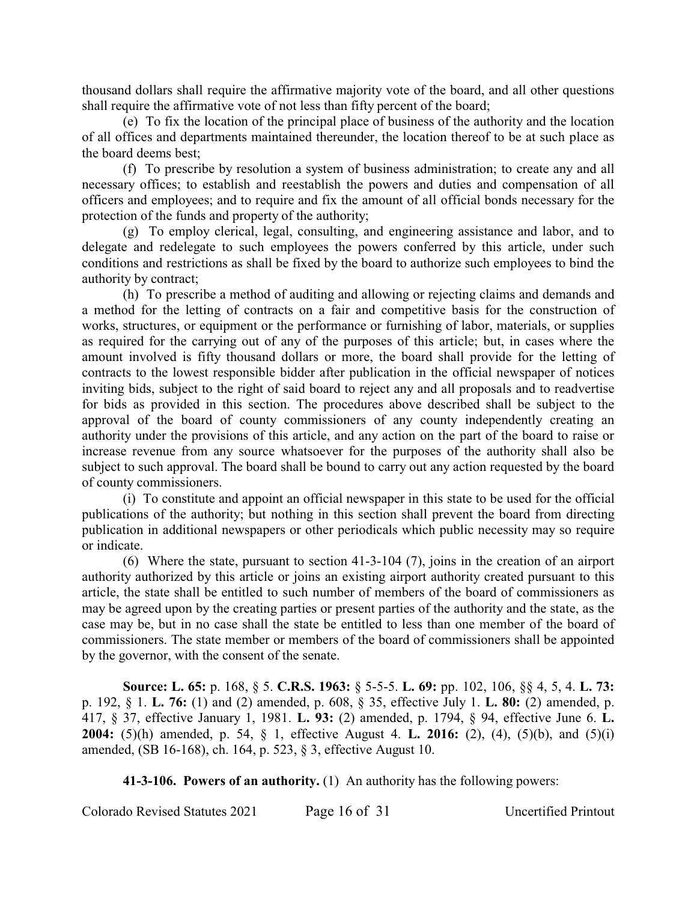thousand dollars shall require the affirmative majority vote of the board, and all other questions shall require the affirmative vote of not less than fifty percent of the board;

(e) To fix the location of the principal place of business of the authority and the location of all offices and departments maintained thereunder, the location thereof to be at such place as the board deems best;

(f) To prescribe by resolution a system of business administration; to create any and all necessary offices; to establish and reestablish the powers and duties and compensation of all officers and employees; and to require and fix the amount of all official bonds necessary for the protection of the funds and property of the authority;

(g) To employ clerical, legal, consulting, and engineering assistance and labor, and to delegate and redelegate to such employees the powers conferred by this article, under such conditions and restrictions as shall be fixed by the board to authorize such employees to bind the authority by contract;

(h) To prescribe a method of auditing and allowing or rejecting claims and demands and a method for the letting of contracts on a fair and competitive basis for the construction of works, structures, or equipment or the performance or furnishing of labor, materials, or supplies as required for the carrying out of any of the purposes of this article; but, in cases where the amount involved is fifty thousand dollars or more, the board shall provide for the letting of contracts to the lowest responsible bidder after publication in the official newspaper of notices inviting bids, subject to the right of said board to reject any and all proposals and to readvertise for bids as provided in this section. The procedures above described shall be subject to the approval of the board of county commissioners of any county independently creating an authority under the provisions of this article, and any action on the part of the board to raise or increase revenue from any source whatsoever for the purposes of the authority shall also be subject to such approval. The board shall be bound to carry out any action requested by the board of county commissioners.

(i) To constitute and appoint an official newspaper in this state to be used for the official publications of the authority; but nothing in this section shall prevent the board from directing publication in additional newspapers or other periodicals which public necessity may so require or indicate.

(6) Where the state, pursuant to section 41-3-104 (7), joins in the creation of an airport authority authorized by this article or joins an existing airport authority created pursuant to this article, the state shall be entitled to such number of members of the board of commissioners as may be agreed upon by the creating parties or present parties of the authority and the state, as the case may be, but in no case shall the state be entitled to less than one member of the board of commissioners. The state member or members of the board of commissioners shall be appointed by the governor, with the consent of the senate.

**Source: L. 65:** p. 168, § 5. **C.R.S. 1963:** § 5-5-5. **L. 69:** pp. 102, 106, §§ 4, 5, 4. **L. 73:** p. 192, § 1. **L. 76:** (1) and (2) amended, p. 608, § 35, effective July 1. **L. 80:** (2) amended, p. 417, § 37, effective January 1, 1981. **L. 93:** (2) amended, p. 1794, § 94, effective June 6. **L. 2004:** (5)(h) amended, p. 54, § 1, effective August 4. **L. 2016:** (2), (4), (5)(b), and (5)(i) amended, (SB 16-168), ch. 164, p. 523, § 3, effective August 10.

**41-3-106. Powers of an authority.** (1) An authority has the following powers: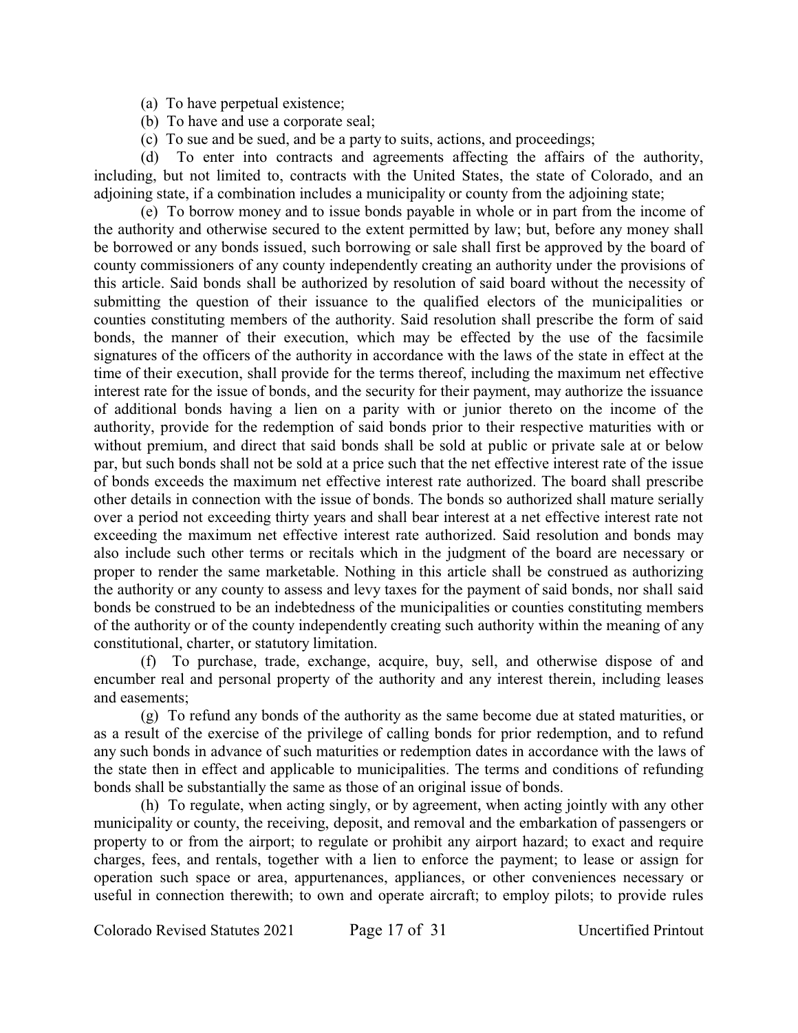(a) To have perpetual existence;

(b) To have and use a corporate seal;

(c) To sue and be sued, and be a party to suits, actions, and proceedings;

(d) To enter into contracts and agreements affecting the affairs of the authority, including, but not limited to, contracts with the United States, the state of Colorado, and an adjoining state, if a combination includes a municipality or county from the adjoining state;

(e) To borrow money and to issue bonds payable in whole or in part from the income of the authority and otherwise secured to the extent permitted by law; but, before any money shall be borrowed or any bonds issued, such borrowing or sale shall first be approved by the board of county commissioners of any county independently creating an authority under the provisions of this article. Said bonds shall be authorized by resolution of said board without the necessity of submitting the question of their issuance to the qualified electors of the municipalities or counties constituting members of the authority. Said resolution shall prescribe the form of said bonds, the manner of their execution, which may be effected by the use of the facsimile signatures of the officers of the authority in accordance with the laws of the state in effect at the time of their execution, shall provide for the terms thereof, including the maximum net effective interest rate for the issue of bonds, and the security for their payment, may authorize the issuance of additional bonds having a lien on a parity with or junior thereto on the income of the authority, provide for the redemption of said bonds prior to their respective maturities with or without premium, and direct that said bonds shall be sold at public or private sale at or below par, but such bonds shall not be sold at a price such that the net effective interest rate of the issue of bonds exceeds the maximum net effective interest rate authorized. The board shall prescribe other details in connection with the issue of bonds. The bonds so authorized shall mature serially over a period not exceeding thirty years and shall bear interest at a net effective interest rate not exceeding the maximum net effective interest rate authorized. Said resolution and bonds may also include such other terms or recitals which in the judgment of the board are necessary or proper to render the same marketable. Nothing in this article shall be construed as authorizing the authority or any county to assess and levy taxes for the payment of said bonds, nor shall said bonds be construed to be an indebtedness of the municipalities or counties constituting members of the authority or of the county independently creating such authority within the meaning of any constitutional, charter, or statutory limitation.

(f) To purchase, trade, exchange, acquire, buy, sell, and otherwise dispose of and encumber real and personal property of the authority and any interest therein, including leases and easements;

(g) To refund any bonds of the authority as the same become due at stated maturities, or as a result of the exercise of the privilege of calling bonds for prior redemption, and to refund any such bonds in advance of such maturities or redemption dates in accordance with the laws of the state then in effect and applicable to municipalities. The terms and conditions of refunding bonds shall be substantially the same as those of an original issue of bonds.

(h) To regulate, when acting singly, or by agreement, when acting jointly with any other municipality or county, the receiving, deposit, and removal and the embarkation of passengers or property to or from the airport; to regulate or prohibit any airport hazard; to exact and require charges, fees, and rentals, together with a lien to enforce the payment; to lease or assign for operation such space or area, appurtenances, appliances, or other conveniences necessary or useful in connection therewith; to own and operate aircraft; to employ pilots; to provide rules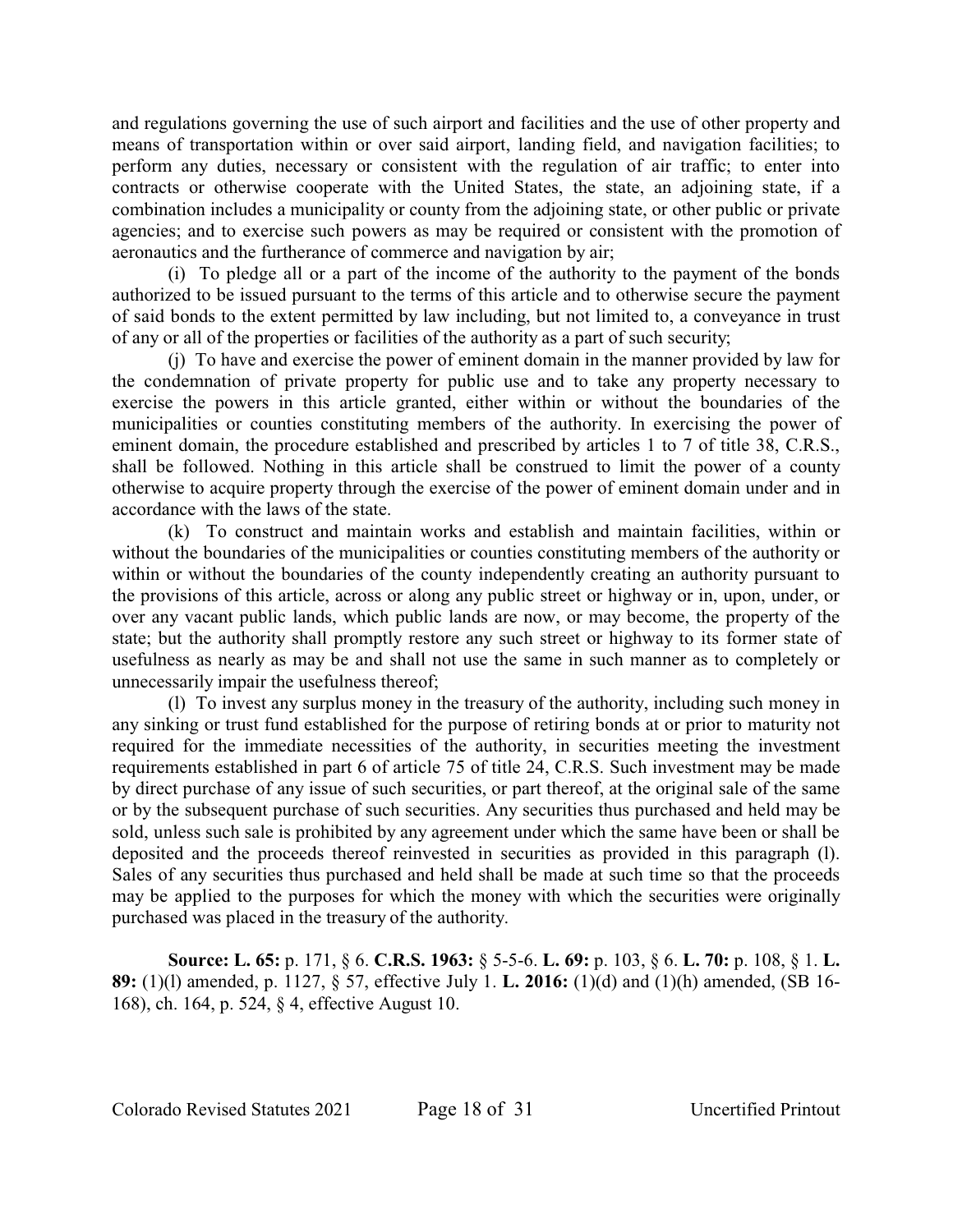and regulations governing the use of such airport and facilities and the use of other property and means of transportation within or over said airport, landing field, and navigation facilities; to perform any duties, necessary or consistent with the regulation of air traffic; to enter into contracts or otherwise cooperate with the United States, the state, an adjoining state, if a combination includes a municipality or county from the adjoining state, or other public or private agencies; and to exercise such powers as may be required or consistent with the promotion of aeronautics and the furtherance of commerce and navigation by air;

(i) To pledge all or a part of the income of the authority to the payment of the bonds authorized to be issued pursuant to the terms of this article and to otherwise secure the payment of said bonds to the extent permitted by law including, but not limited to, a conveyance in trust of any or all of the properties or facilities of the authority as a part of such security;

(j) To have and exercise the power of eminent domain in the manner provided by law for the condemnation of private property for public use and to take any property necessary to exercise the powers in this article granted, either within or without the boundaries of the municipalities or counties constituting members of the authority. In exercising the power of eminent domain, the procedure established and prescribed by articles 1 to 7 of title 38, C.R.S., shall be followed. Nothing in this article shall be construed to limit the power of a county otherwise to acquire property through the exercise of the power of eminent domain under and in accordance with the laws of the state.

(k) To construct and maintain works and establish and maintain facilities, within or without the boundaries of the municipalities or counties constituting members of the authority or within or without the boundaries of the county independently creating an authority pursuant to the provisions of this article, across or along any public street or highway or in, upon, under, or over any vacant public lands, which public lands are now, or may become, the property of the state; but the authority shall promptly restore any such street or highway to its former state of usefulness as nearly as may be and shall not use the same in such manner as to completely or unnecessarily impair the usefulness thereof;

(l) To invest any surplus money in the treasury of the authority, including such money in any sinking or trust fund established for the purpose of retiring bonds at or prior to maturity not required for the immediate necessities of the authority, in securities meeting the investment requirements established in part 6 of article 75 of title 24, C.R.S. Such investment may be made by direct purchase of any issue of such securities, or part thereof, at the original sale of the same or by the subsequent purchase of such securities. Any securities thus purchased and held may be sold, unless such sale is prohibited by any agreement under which the same have been or shall be deposited and the proceeds thereof reinvested in securities as provided in this paragraph (l). Sales of any securities thus purchased and held shall be made at such time so that the proceeds may be applied to the purposes for which the money with which the securities were originally purchased was placed in the treasury of the authority.

**Source: L. 65:** p. 171, § 6. **C.R.S. 1963:** § 5-5-6. **L. 69:** p. 103, § 6. **L. 70:** p. 108, § 1. **L. 89:** (1)(l) amended, p. 1127, § 57, effective July 1. **L. 2016:** (1)(d) and (1)(h) amended, (SB 16-168), ch. 164, p. 524, § 4, effective August 10.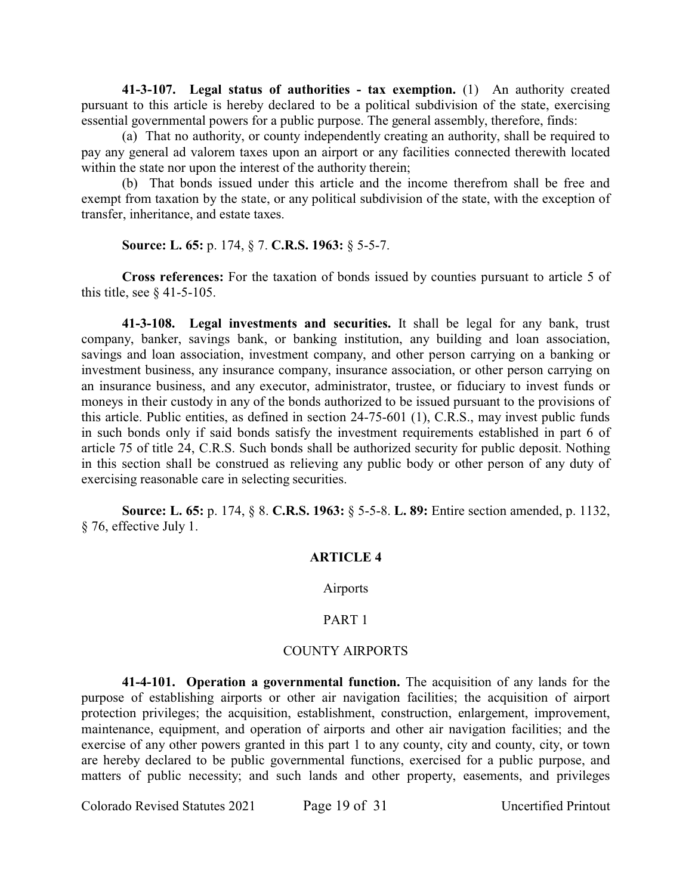**41-3-107. Legal status of authorities - tax exemption.** (1) An authority created pursuant to this article is hereby declared to be a political subdivision of the state, exercising essential governmental powers for a public purpose. The general assembly, therefore, finds:

(a) That no authority, or county independently creating an authority, shall be required to pay any general ad valorem taxes upon an airport or any facilities connected therewith located within the state nor upon the interest of the authority therein;

(b) That bonds issued under this article and the income therefrom shall be free and exempt from taxation by the state, or any political subdivision of the state, with the exception of transfer, inheritance, and estate taxes.

**Source: L. 65:** p. 174, § 7. **C.R.S. 1963:** § 5-5-7.

**Cross references:** For the taxation of bonds issued by counties pursuant to article 5 of this title, see § 41-5-105.

**41-3-108. Legal investments and securities.** It shall be legal for any bank, trust company, banker, savings bank, or banking institution, any building and loan association, savings and loan association, investment company, and other person carrying on a banking or investment business, any insurance company, insurance association, or other person carrying on an insurance business, and any executor, administrator, trustee, or fiduciary to invest funds or moneys in their custody in any of the bonds authorized to be issued pursuant to the provisions of this article. Public entities, as defined in section 24-75-601 (1), C.R.S., may invest public funds in such bonds only if said bonds satisfy the investment requirements established in part 6 of article 75 of title 24, C.R.S. Such bonds shall be authorized security for public deposit. Nothing in this section shall be construed as relieving any public body or other person of any duty of exercising reasonable care in selecting securities.

**Source: L. 65:** p. 174, § 8. **C.R.S. 1963:** § 5-5-8. **L. 89:** Entire section amended, p. 1132, § 76, effective July 1.

## ARTICLE 4

### Airports

### PART 1

### COUNTY AIRPORTS

**41-4-101. Operation a governmental function.** The acquisition of any lands for the purpose of establishing airports or other air navigation facilities; the acquisition of airport protection privileges; the acquisition, establishment, construction, enlargement, improvement, maintenance, equipment, and operation of airports and other air navigation facilities; and the exercise of any other powers granted in this part 1 to any county, city and county, city, or town are hereby declared to be public governmental functions, exercised for a public purpose, and matters of public necessity; and such lands and other property, easements, and privileges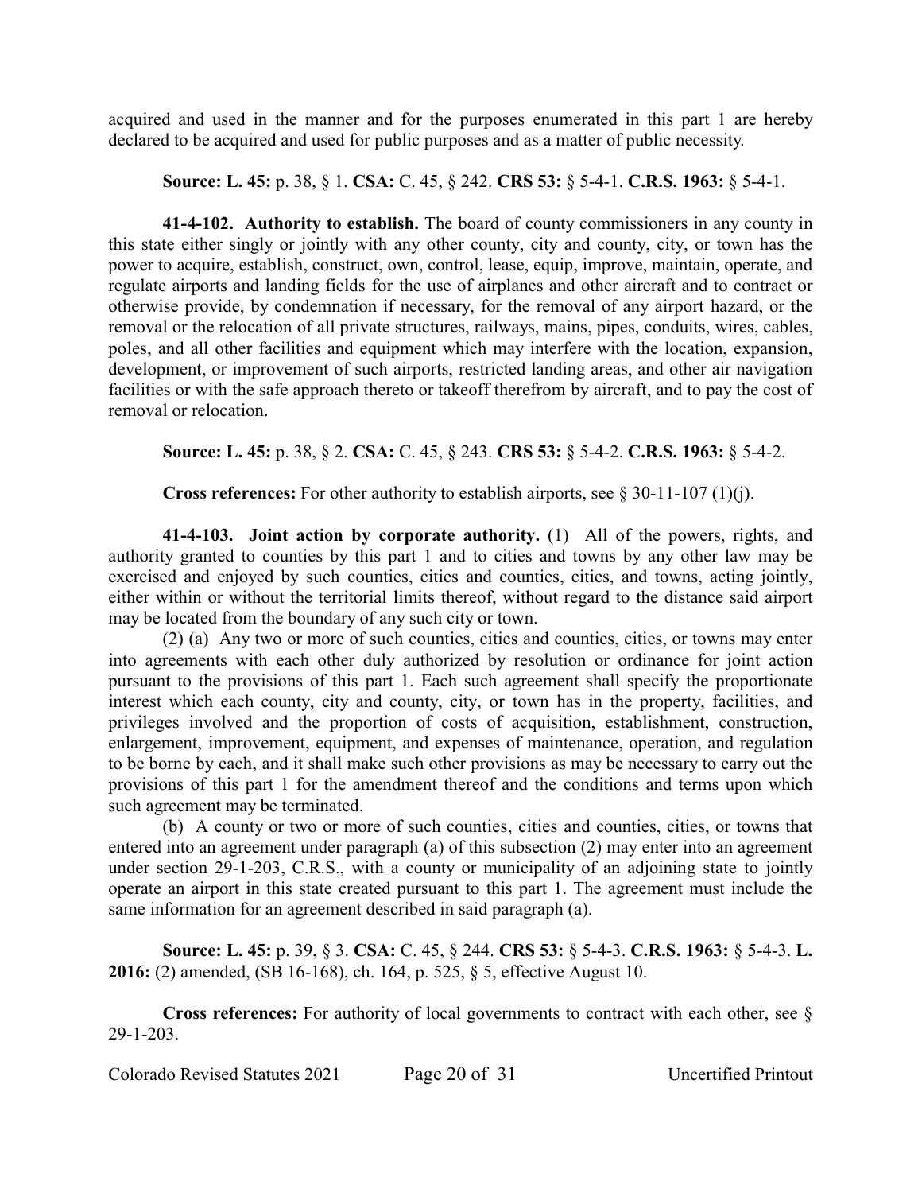acquired and used in the manner and for the purposes enumerated in this part 1 are hereby declared to be acquired and used for public purposes and as a matter of public necessity.

**Source: L. 45:** p. 38, § 1. **CSA:** C. 45, § 242. **CRS 53:** § 5-4-1. **C.R.S. 1963:** § 5-4-1.

**41-4-102. Authority to establish.** The board of county commissioners in any county in this state either singly or jointly with any other county, city and county, city, or town has the power to acquire, establish, construct, own, control, lease, equip, improve, maintain, operate, and regulate airports and landing fields for the use of airplanes and other aircraft and to contract or otherwise provide, by condemnation if necessary, for the removal of any airport hazard, or the removal or the relocation of all private structures, railways, mains, pipes, conduits, wires, cables, poles, and all other facilities and equipment which may interfere with the location, expansion, development, or improvement of such airports, restricted landing areas, and other air navigation facilities or with the safe approach thereto or takeoff therefrom by aircraft, and to pay the cost of removal or relocation.

**Source: L. 45:** p. 38, § 2. **CSA:** C. 45, § 243. **CRS 53:** § 5-4-2. **C.R.S. 1963:** § 5-4-2.

**Cross references:** For other authority to establish airports, see § 30-11-107 (1)(j).

**41-4-103. Joint action by corporate authority.** (1) All of the powers, rights, and authority granted to counties by this part 1 and to cities and towns by any other law may be exercised and enjoyed by such counties, cities and counties, cities, and towns, acting jointly, either within or without the territorial limits thereof, without regard to the distance said airport may be located from the boundary of any such city or town.

(2) (a) Any two or more of such counties, cities and counties, cities, or towns may enter into agreements with each other duly authorized by resolution or ordinance for joint action pursuant to the provisions of this part 1. Each such agreement shall specify the proportionate interest which each county, city and county, city, or town has in the property, facilities, and privileges involved and the proportion of costs of acquisition, establishment, construction, enlargement, improvement, equipment, and expenses of maintenance, operation, and regulation to be borne by each, and it shall make such other provisions as may be necessary to carry out the provisions of this part 1 for the amendment thereof and the conditions and terms upon which such agreement may be terminated.

(b) A county or two or more of such counties, cities and counties, cities, or towns that entered into an agreement under paragraph (a) of this subsection (2) may enter into an agreement under section 29-1-203, C.R.S., with a county or municipality of an adjoining state to jointly operate an airport in this state created pursuant to this part 1. The agreement must include the same information for an agreement described in said paragraph (a).

**Source: L. 45:** p. 39, § 3. **CSA:** C. 45, § 244. **CRS 53:** § 5-4-3. **C.R.S. 1963:** § 5-4-3. **L. 2016:** (2) amended, (SB 16-168), ch. 164, p. 525, § 5, effective August 10.

**Cross references:** For authority of local governments to contract with each other, see § 29-1-203.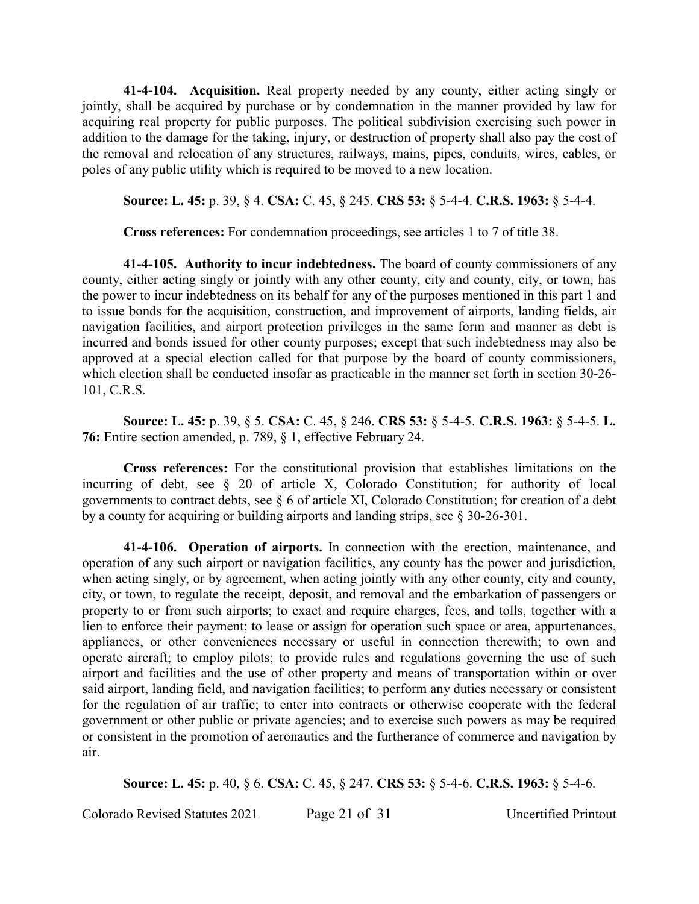**41-4-104. Acquisition.** Real property needed by any county, either acting singly or jointly, shall be acquired by purchase or by condemnation in the manner provided by law for acquiring real property for public purposes. The political subdivision exercising such power in addition to the damage for the taking, injury, or destruction of property shall also pay the cost of the removal and relocation of any structures, railways, mains, pipes, conduits, wires, cables, or poles of any public utility which is required to be moved to a new location.

**Source: L. 45:** p. 39, § 4. **CSA:** C. 45, § 245. **CRS 53:** § 5-4-4. **C.R.S. 1963:** § 5-4-4.

**Cross references:** For condemnation proceedings, see articles 1 to 7 of title 38.

**41-4-105. Authority to incur indebtedness.** The board of county commissioners of any county, either acting singly or jointly with any other county, city and county, city, or town, has the power to incur indebtedness on its behalf for any of the purposes mentioned in this part 1 and to issue bonds for the acquisition, construction, and improvement of airports, landing fields, air navigation facilities, and airport protection privileges in the same form and manner as debt is incurred and bonds issued for other county purposes; except that such indebtedness may also be approved at a special election called for that purpose by the board of county commissioners, which election shall be conducted insofar as practicable in the manner set forth in section 30-26-101, C.R.S.

**Source: L. 45:** p. 39, § 5. **CSA:** C. 45, § 246. **CRS 53:** § 5-4-5. **C.R.S. 1963:** § 5-4-5. **L. 76:** Entire section amended, p. 789, § 1, effective February 24.

**Cross references:** For the constitutional provision that establishes limitations on the incurring of debt, see § 20 of article X, Colorado Constitution; for authority of local governments to contract debts, see § 6 of article XI, Colorado Constitution; for creation of a debt by a county for acquiring or building airports and landing strips, see § 30-26-301.

**41-4-106. Operation of airports.** In connection with the erection, maintenance, and operation of any such airport or navigation facilities, any county has the power and jurisdiction, when acting singly, or by agreement, when acting jointly with any other county, city and county, city, or town, to regulate the receipt, deposit, and removal and the embarkation of passengers or property to or from such airports; to exact and require charges, fees, and tolls, together with a lien to enforce their payment; to lease or assign for operation such space or area, appurtenances, appliances, or other conveniences necessary or useful in connection therewith; to own and operate aircraft; to employ pilots; to provide rules and regulations governing the use of such airport and facilities and the use of other property and means of transportation within or over said airport, landing field, and navigation facilities; to perform any duties necessary or consistent for the regulation of air traffic; to enter into contracts or otherwise cooperate with the federal government or other public or private agencies; and to exercise such powers as may be required or consistent in the promotion of aeronautics and the furtherance of commerce and navigation by air.

**Source: L. 45:** p. 40, § 6. **CSA:** C. 45, § 247. **CRS 53:** § 5-4-6. **C.R.S. 1963:** § 5-4-6.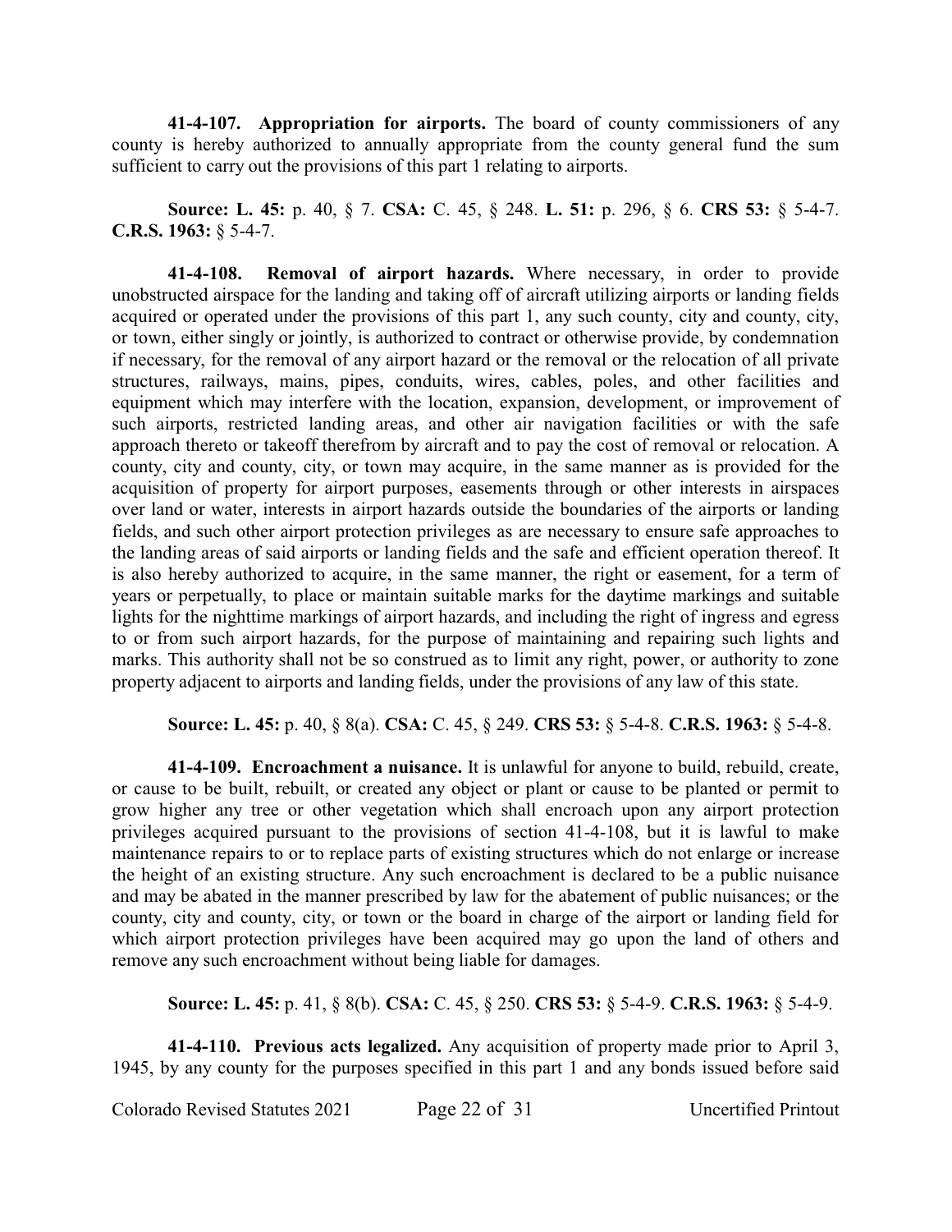**41-4-107. Appropriation for airports.** The board of county commissioners of any county is hereby authorized to annually appropriate from the county general fund the sum sufficient to carry out the provisions of this part 1 relating to airports.

**Source: L. 45:** p. 40, § 7. **CSA:** C. 45, § 248. **L. 51:** p. 296, § 6. **CRS 53:** § 5-4-7. **C.R.S. 1963:** § 5-4-7.

**41-4-108. Removal of airport hazards.** Where necessary, in order to provide unobstructed airspace for the landing and taking off of aircraft utilizing airports or landing fields acquired or operated under the provisions of this part 1, any such county, city and county, city, or town, either singly or jointly, is authorized to contract or otherwise provide, by condemnation if necessary, for the removal of any airport hazard or the removal or the relocation of all private structures, railways, mains, pipes, conduits, wires, cables, poles, and other facilities and equipment which may interfere with the location, expansion, development, or improvement of such airports, restricted landing areas, and other air navigation facilities or with the safe approach thereto or takeoff therefrom by aircraft and to pay the cost of removal or relocation. A county, city and county, city, or town may acquire, in the same manner as is provided for the acquisition of property for airport purposes, easements through or other interests in airspaces over land or water, interests in airport hazards outside the boundaries of the airports or landing fields, and such other airport protection privileges as are necessary to ensure safe approaches to the landing areas of said airports or landing fields and the safe and efficient operation thereof. It is also hereby authorized to acquire, in the same manner, the right or easement, for a term of years or perpetually, to place or maintain suitable marks for the daytime markings and suitable lights for the nighttime markings of airport hazards, and including the right of ingress and egress to or from such airport hazards, for the purpose of maintaining and repairing such lights and marks. This authority shall not be so construed as to limit any right, power, or authority to zone property adjacent to airports and landing fields, under the provisions of any law of this state.

**Source: L. 45:** p. 40, § 8(a). **CSA:** C. 45, § 249. **CRS 53:** § 5-4-8. **C.R.S. 1963:** § 5-4-8.

**41-4-109. Encroachment a nuisance.** It is unlawful for anyone to build, rebuild, create, or cause to be built, rebuilt, or created any object or plant or cause to be planted or permit to grow higher any tree or other vegetation which shall encroach upon any airport protection privileges acquired pursuant to the provisions of section 41-4-108, but it is lawful to make maintenance repairs to or to replace parts of existing structures which do not enlarge or increase the height of an existing structure. Any such encroachment is declared to be a public nuisance and may be abated in the manner prescribed by law for the abatement of public nuisances; or the county, city and county, city, or town or the board in charge of the airport or landing field for which airport protection privileges have been acquired may go upon the land of others and remove any such encroachment without being liable for damages.

**Source: L. 45:** p. 41, § 8(b). **CSA:** C. 45, § 250. **CRS 53:** § 5-4-9. **C.R.S. 1963:** § 5-4-9.

**41-4-110. Previous acts legalized.** Any acquisition of property made prior to April 3, 1945, by any county for the purposes specified in this part 1 and any bonds issued before said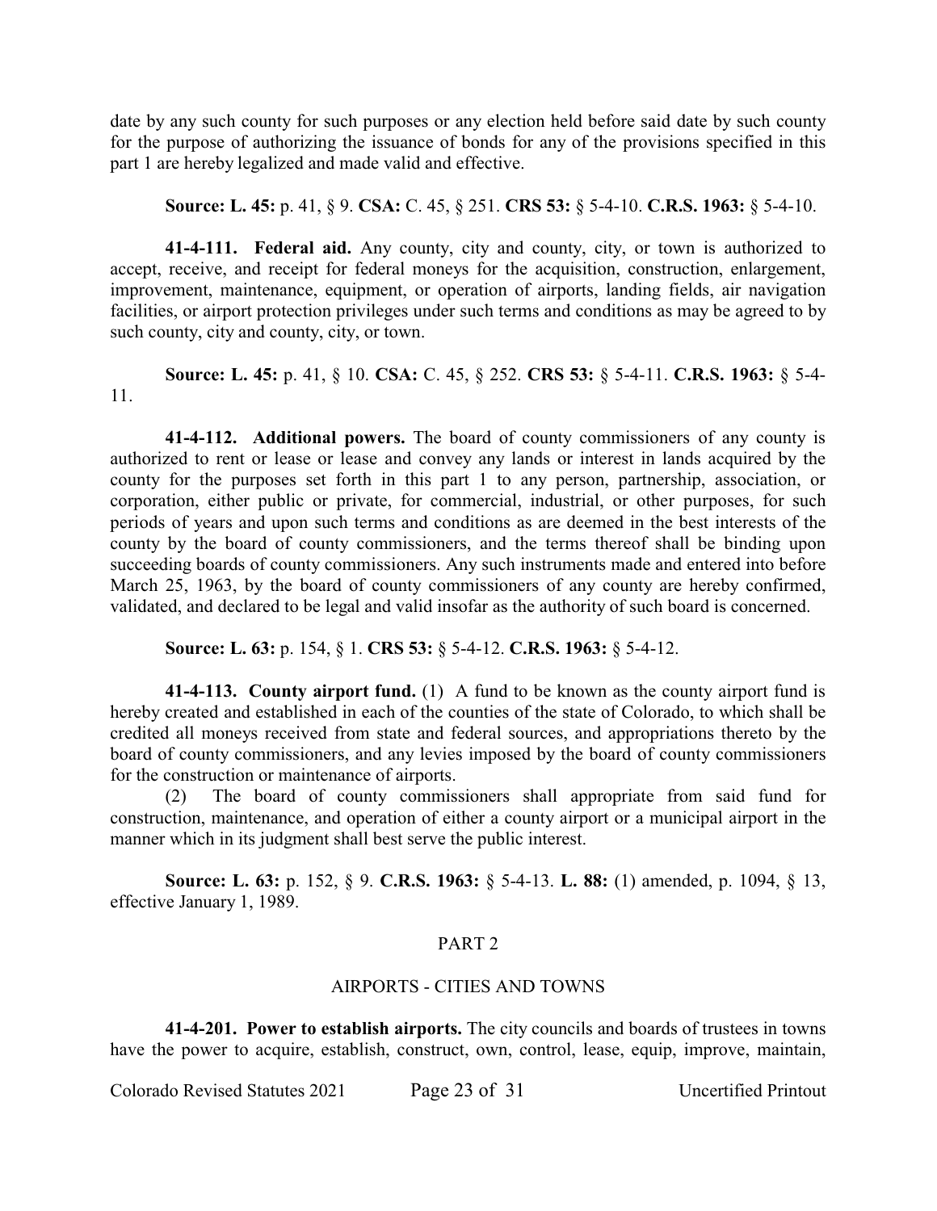date by any such county for such purposes or any election held before said date by such county for the purpose of authorizing the issuance of bonds for any of the provisions specified in this part 1 are hereby legalized and made valid and effective.

**Source: L. 45:** p. 41, § 9. **CSA:** C. 45, § 251. **CRS 53:** § 5-4-10. **C.R.S. 1963:** § 5-4-10.

**41-4-111. Federal aid.** Any county, city and county, city, or town is authorized to accept, receive, and receipt for federal moneys for the acquisition, construction, enlargement, improvement, maintenance, equipment, or operation of airports, landing fields, air navigation facilities, or airport protection privileges under such terms and conditions as may be agreed to by such county, city and county, city, or town.

**Source: L. 45:** p. 41, § 10. **CSA:** C. 45, § 252. **CRS 53:** § 5-4-11. **C.R.S. 1963:** § 5-4-11.

**41-4-112. Additional powers.** The board of county commissioners of any county is authorized to rent or lease or lease and convey any lands or interest in lands acquired by the county for the purposes set forth in this part 1 to any person, partnership, association, or corporation, either public or private, for commercial, industrial, or other purposes, for such periods of years and upon such terms and conditions as are deemed in the best interests of the county by the board of county commissioners, and the terms thereof shall be binding upon succeeding boards of county commissioners. Any such instruments made and entered into before March 25, 1963, by the board of county commissioners of any county are hereby confirmed, validated, and declared to be legal and valid insofar as the authority of such board is concerned.

**Source: L. 63:** p. 154, § 1. **CRS 53:** § 5-4-12. **C.R.S. 1963:** § 5-4-12.

**41-4-113. County airport fund.** (1) A fund to be known as the county airport fund is hereby created and established in each of the counties of the state of Colorado, to which shall be credited all moneys received from state and federal sources, and appropriations thereto by the board of county commissioners, and any levies imposed by the board of county commissioners for the construction or maintenance of airports.

(2) The board of county commissioners shall appropriate from said fund for construction, maintenance, and operation of either a county airport or a municipal airport in the manner which in its judgment shall best serve the public interest.

**Source: L. 63:** p. 152, § 9. **C.R.S. 1963:** § 5-4-13. **L. 88:** (1) amended, p. 1094, § 13, effective January 1, 1989.

## PART 2

## AIRPORTS - CITIES AND TOWNS

**41-4-201. Power to establish airports.** The city councils and boards of trustees in towns have the power to acquire, establish, construct, own, control, lease, equip, improve, maintain,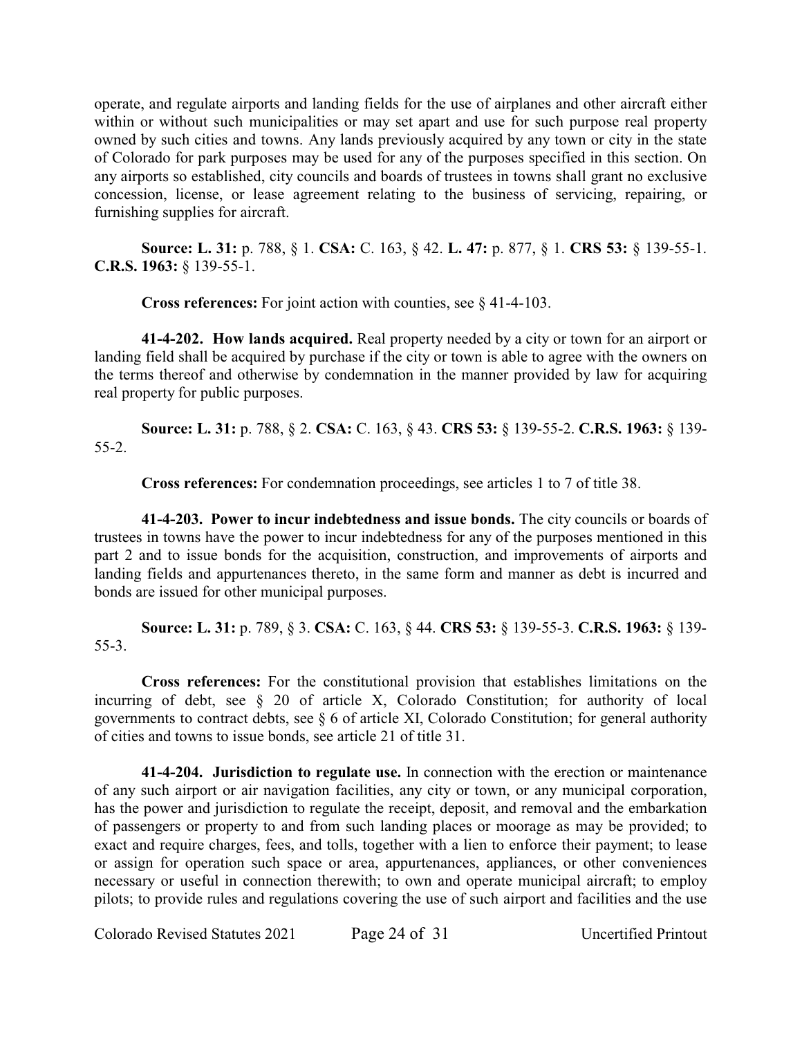operate, and regulate airports and landing fields for the use of airplanes and other aircraft either within or without such municipalities or may set apart and use for such purpose real property owned by such cities and towns. Any lands previously acquired by any town or city in the state of Colorado for park purposes may be used for any of the purposes specified in this section. On any airports so established, city councils and boards of trustees in towns shall grant no exclusive concession, license, or lease agreement relating to the business of servicing, repairing, or furnishing supplies for aircraft.

**Source: L. 31:** p. 788, § 1. **CSA:** C. 163, § 42. **L. 47:** p. 877, § 1. **CRS 53:** § 139-55-1. **C.R.S. 1963:** § 139-55-1.

**Cross references:** For joint action with counties, see § 41-4-103.

**41-4-202. How lands acquired.** Real property needed by a city or town for an airport or landing field shall be acquired by purchase if the city or town is able to agree with the owners on the terms thereof and otherwise by condemnation in the manner provided by law for acquiring real property for public purposes.

**Source: L. 31:** p. 788, § 2. **CSA:** C. 163, § 43. **CRS 53:** § 139-55-2. **C.R.S. 1963:** § 139-55-2.

**Cross references:** For condemnation proceedings, see articles 1 to 7 of title 38.

**41-4-203. Power to incur indebtedness and issue bonds.** The city councils or boards of trustees in towns have the power to incur indebtedness for any of the purposes mentioned in this part 2 and to issue bonds for the acquisition, construction, and improvements of airports and landing fields and appurtenances thereto, in the same form and manner as debt is incurred and bonds are issued for other municipal purposes.

**Source: L. 31:** p. 789, § 3. **CSA:** C. 163, § 44. **CRS 53:** § 139-55-3. **C.R.S. 1963:** § 139-55-3.

**Cross references:** For the constitutional provision that establishes limitations on the incurring of debt, see § 20 of article X, Colorado Constitution; for authority of local governments to contract debts, see § 6 of article XI, Colorado Constitution; for general authority of cities and towns to issue bonds, see article 21 of title 31.

**41-4-204. Jurisdiction to regulate use.** In connection with the erection or maintenance of any such airport or air navigation facilities, any city or town, or any municipal corporation, has the power and jurisdiction to regulate the receipt, deposit, and removal and the embarkation of passengers or property to and from such landing places or moorage as may be provided; to exact and require charges, fees, and tolls, together with a lien to enforce their payment; to lease or assign for operation such space or area, appurtenances, appliances, or other conveniences necessary or useful in connection therewith; to own and operate municipal aircraft; to employ pilots; to provide rules and regulations covering the use of such airport and facilities and the use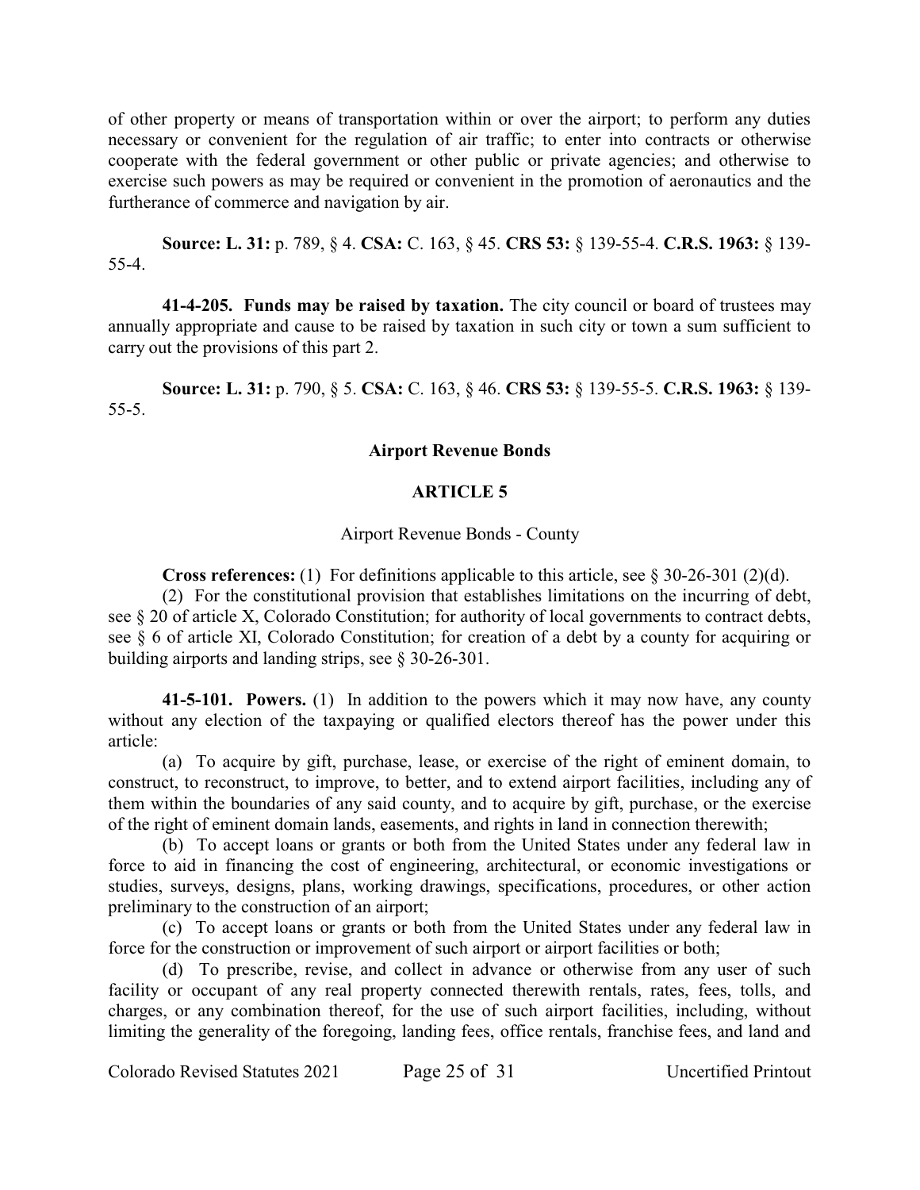of other property or means of transportation within or over the airport; to perform any duties necessary or convenient for the regulation of air traffic; to enter into contracts or otherwise cooperate with the federal government or other public or private agencies; and otherwise to exercise such powers as may be required or convenient in the promotion of aeronautics and the furtherance of commerce and navigation by air.

**Source: L. 31:** p. 789, § 4. **CSA:** C. 163, § 45. **CRS 53:** § 139-55-4. **C.R.S. 1963:** § 139-55-4.

**41-4-205. Funds may be raised by taxation.** The city council or board of trustees may annually appropriate and cause to be raised by taxation in such city or town a sum sufficient to carry out the provisions of this part 2.

**Source: L. 31:** p. 790, § 5. **CSA:** C. 163, § 46. **CRS 53:** § 139-55-5. **C.R.S. 1963:** § 139-55-5.

## Airport Revenue Bonds

## ARTICLE 5

### Airport Revenue Bonds - County

**Cross references:** (1) For definitions applicable to this article, see § 30-26-301 (2)(d).

(2) For the constitutional provision that establishes limitations on the incurring of debt, see § 20 of article X, Colorado Constitution; for authority of local governments to contract debts, see § 6 of article XI, Colorado Constitution; for creation of a debt by a county for acquiring or building airports and landing strips, see § 30-26-301.

**41-5-101. Powers.** (1) In addition to the powers which it may now have, any county without any election of the taxpaying or qualified electors thereof has the power under this article:

(a) To acquire by gift, purchase, lease, or exercise of the right of eminent domain, to construct, to reconstruct, to improve, to better, and to extend airport facilities, including any of them within the boundaries of any said county, and to acquire by gift, purchase, or the exercise of the right of eminent domain lands, easements, and rights in land in connection therewith;

(b) To accept loans or grants or both from the United States under any federal law in force to aid in financing the cost of engineering, architectural, or economic investigations or studies, surveys, designs, plans, working drawings, specifications, procedures, or other action preliminary to the construction of an airport;

(c) To accept loans or grants or both from the United States under any federal law in force for the construction or improvement of such airport or airport facilities or both;

(d) To prescribe, revise, and collect in advance or otherwise from any user of such facility or occupant of any real property connected therewith rentals, rates, fees, tolls, and charges, or any combination thereof, for the use of such airport facilities, including, without limiting the generality of the foregoing, landing fees, office rentals, franchise fees, and land and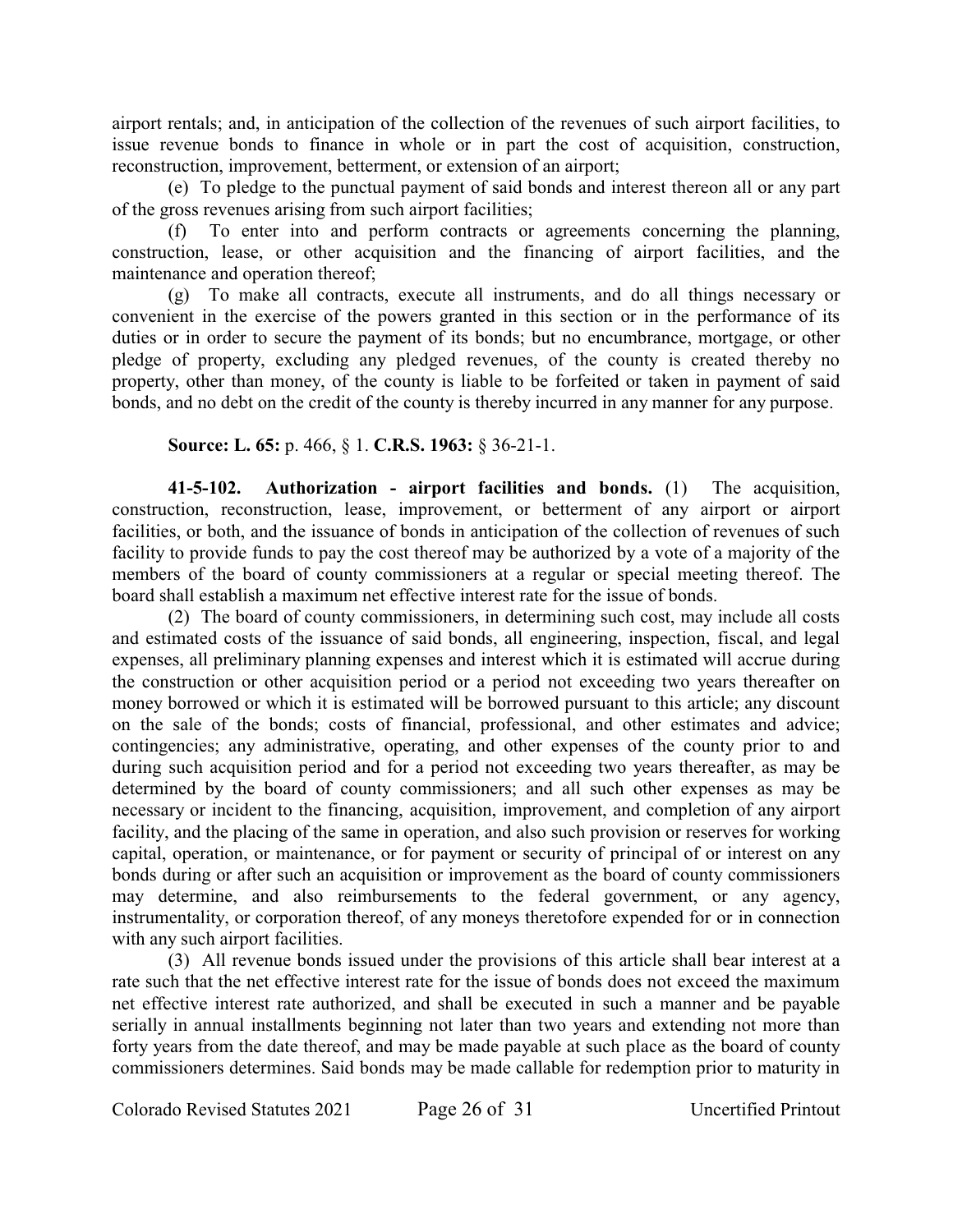airport rentals; and, in anticipation of the collection of the revenues of such airport facilities, to issue revenue bonds to finance in whole or in part the cost of acquisition, construction, reconstruction, improvement, betterment, or extension of an airport;

(e) To pledge to the punctual payment of said bonds and interest thereon all or any part of the gross revenues arising from such airport facilities;

(f) To enter into and perform contracts or agreements concerning the planning, construction, lease, or other acquisition and the financing of airport facilities, and the maintenance and operation thereof;

(g) To make all contracts, execute all instruments, and do all things necessary or convenient in the exercise of the powers granted in this section or in the performance of its duties or in order to secure the payment of its bonds; but no encumbrance, mortgage, or other pledge of property, excluding any pledged revenues, of the county is created thereby no property, other than money, of the county is liable to be forfeited or taken in payment of said bonds, and no debt on the credit of the county is thereby incurred in any manner for any purpose.

**Source: L. 65:** p. 466, § 1. **C.R.S. 1963:** § 36-21-1.

**41-5-102. Authorization - airport facilities and bonds.** (1) The acquisition, construction, reconstruction, lease, improvement, or betterment of any airport or airport facilities, or both, and the issuance of bonds in anticipation of the collection of revenues of such facility to provide funds to pay the cost thereof may be authorized by a vote of a majority of the members of the board of county commissioners at a regular or special meeting thereof. The board shall establish a maximum net effective interest rate for the issue of bonds.

(2) The board of county commissioners, in determining such cost, may include all costs and estimated costs of the issuance of said bonds, all engineering, inspection, fiscal, and legal expenses, all preliminary planning expenses and interest which it is estimated will accrue during the construction or other acquisition period or a period not exceeding two years thereafter on money borrowed or which it is estimated will be borrowed pursuant to this article; any discount on the sale of the bonds; costs of financial, professional, and other estimates and advice; contingencies; any administrative, operating, and other expenses of the county prior to and during such acquisition period and for a period not exceeding two years thereafter, as may be determined by the board of county commissioners; and all such other expenses as may be necessary or incident to the financing, acquisition, improvement, and completion of any airport facility, and the placing of the same in operation, and also such provision or reserves for working capital, operation, or maintenance, or for payment or security of principal of or interest on any bonds during or after such an acquisition or improvement as the board of county commissioners may determine, and also reimbursements to the federal government, or any agency, instrumentality, or corporation thereof, of any moneys theretofore expended for or in connection with any such airport facilities.

(3) All revenue bonds issued under the provisions of this article shall bear interest at a rate such that the net effective interest rate for the issue of bonds does not exceed the maximum net effective interest rate authorized, and shall be executed in such a manner and be payable serially in annual installments beginning not later than two years and extending not more than forty years from the date thereof, and may be made payable at such place as the board of county commissioners determines. Said bonds may be made callable for redemption prior to maturity in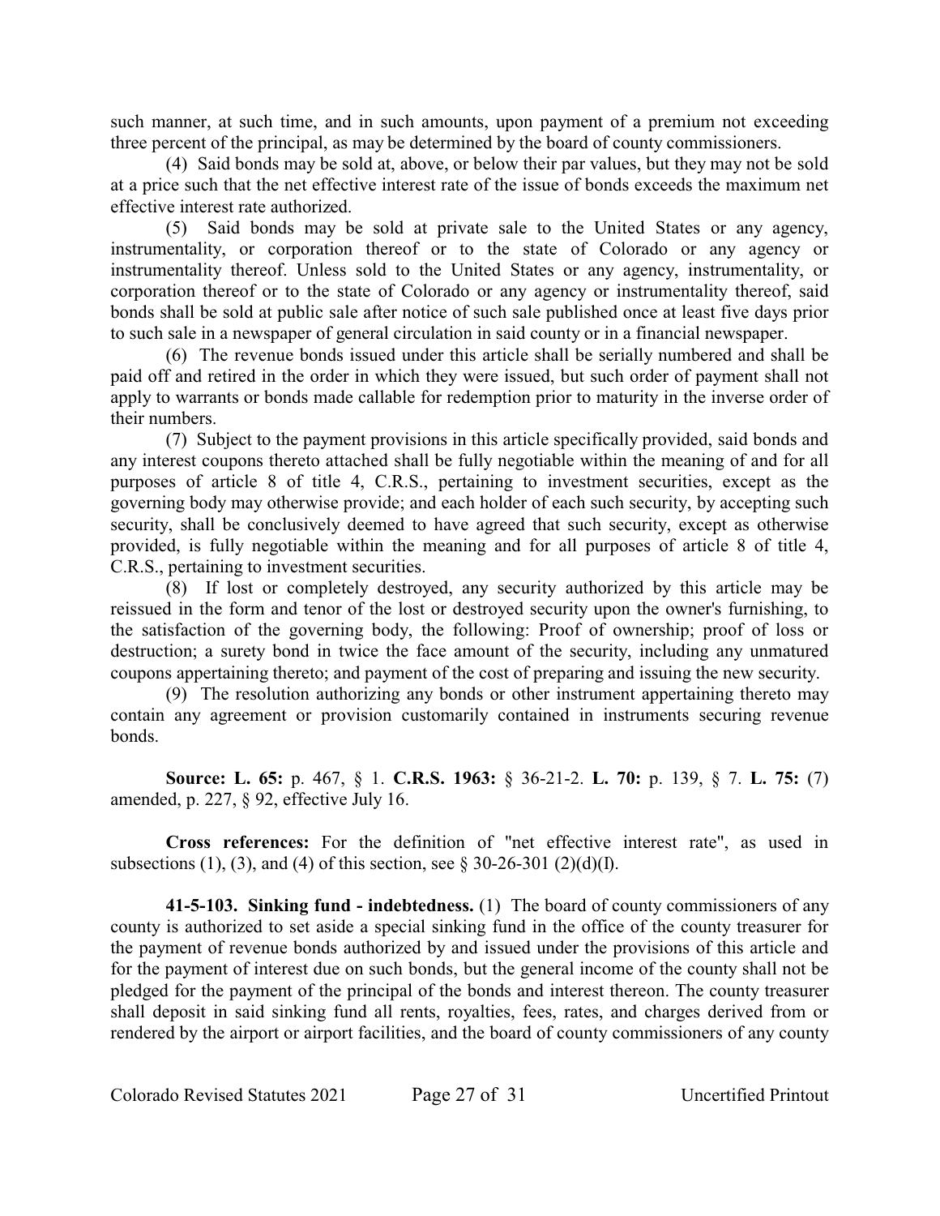such manner, at such time, and in such amounts, upon payment of a premium not exceeding three percent of the principal, as may be determined by the board of county commissioners.

(4) Said bonds may be sold at, above, or below their par values, but they may not be sold at a price such that the net effective interest rate of the issue of bonds exceeds the maximum net effective interest rate authorized.

(5) Said bonds may be sold at private sale to the United States or any agency, instrumentality, or corporation thereof or to the state of Colorado or any agency or instrumentality thereof. Unless sold to the United States or any agency, instrumentality, or corporation thereof or to the state of Colorado or any agency or instrumentality thereof, said bonds shall be sold at public sale after notice of such sale published once at least five days prior to such sale in a newspaper of general circulation in said county or in a financial newspaper.

(6) The revenue bonds issued under this article shall be serially numbered and shall be paid off and retired in the order in which they were issued, but such order of payment shall not apply to warrants or bonds made callable for redemption prior to maturity in the inverse order of their numbers.

(7) Subject to the payment provisions in this article specifically provided, said bonds and any interest coupons thereto attached shall be fully negotiable within the meaning of and for all purposes of article 8 of title 4, C.R.S., pertaining to investment securities, except as the governing body may otherwise provide; and each holder of each such security, by accepting such security, shall be conclusively deemed to have agreed that such security, except as otherwise provided, is fully negotiable within the meaning and for all purposes of article 8 of title 4, C.R.S., pertaining to investment securities.

(8) If lost or completely destroyed, any security authorized by this article may be reissued in the form and tenor of the lost or destroyed security upon the owner's furnishing, to the satisfaction of the governing body, the following: Proof of ownership; proof of loss or destruction; a surety bond in twice the face amount of the security, including any unmatured coupons appertaining thereto; and payment of the cost of preparing and issuing the new security.

(9) The resolution authorizing any bonds or other instrument appertaining thereto may contain any agreement or provision customarily contained in instruments securing revenue bonds.

**Source: L. 65:** p. 467, § 1. **C.R.S. 1963:** § 36-21-2. **L. 70:** p. 139, § 7. **L. 75:** (7) amended, p. 227, § 92, effective July 16.

**Cross references:** For the definition of "net effective interest rate", as used in subsections (1), (3), and (4) of this section, see § 30-26-301 (2)(d)(I).

**41-5-103. Sinking fund - indebtedness.** (1) The board of county commissioners of any county is authorized to set aside a special sinking fund in the office of the county treasurer for the payment of revenue bonds authorized by and issued under the provisions of this article and for the payment of interest due on such bonds, but the general income of the county shall not be pledged for the payment of the principal of the bonds and interest thereon. The county treasurer shall deposit in said sinking fund all rents, royalties, fees, rates, and charges derived from or rendered by the airport or airport facilities, and the board of county commissioners of any county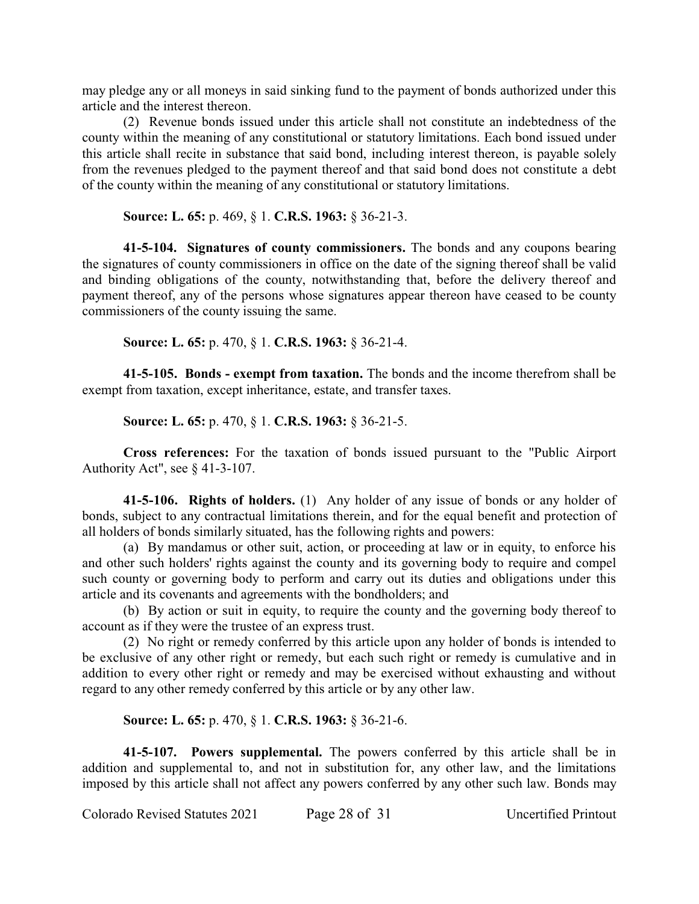may pledge any or all moneys in said sinking fund to the payment of bonds authorized under this article and the interest thereon.

(2) Revenue bonds issued under this article shall not constitute an indebtedness of the county within the meaning of any constitutional or statutory limitations. Each bond issued under this article shall recite in substance that said bond, including interest thereon, is payable solely from the revenues pledged to the payment thereof and that said bond does not constitute a debt of the county within the meaning of any constitutional or statutory limitations.

**Source: L. 65:** p. 469, § 1. **C.R.S. 1963:** § 36-21-3.

**41-5-104. Signatures of county commissioners.** The bonds and any coupons bearing the signatures of county commissioners in office on the date of the signing thereof shall be valid and binding obligations of the county, notwithstanding that, before the delivery thereof and payment thereof, any of the persons whose signatures appear thereon have ceased to be county commissioners of the county issuing the same.

**Source: L. 65:** p. 470, § 1. **C.R.S. 1963:** § 36-21-4.

**41-5-105. Bonds - exempt from taxation.** The bonds and the income therefrom shall be exempt from taxation, except inheritance, estate, and transfer taxes.

**Source: L. 65:** p. 470, § 1. **C.R.S. 1963:** § 36-21-5.

**Cross references:** For the taxation of bonds issued pursuant to the "Public Airport Authority Act", see § 41-3-107.

**41-5-106. Rights of holders.** (1) Any holder of any issue of bonds or any holder of bonds, subject to any contractual limitations therein, and for the equal benefit and protection of all holders of bonds similarly situated, has the following rights and powers:

(a) By mandamus or other suit, action, or proceeding at law or in equity, to enforce his and other such holders' rights against the county and its governing body to require and compel such county or governing body to perform and carry out its duties and obligations under this article and its covenants and agreements with the bondholders; and

(b) By action or suit in equity, to require the county and the governing body thereof to account as if they were the trustee of an express trust.

(2) No right or remedy conferred by this article upon any holder of bonds is intended to be exclusive of any other right or remedy, but each such right or remedy is cumulative and in addition to every other right or remedy and may be exercised without exhausting and without regard to any other remedy conferred by this article or by any other law.

**Source: L. 65:** p. 470, § 1. **C.R.S. 1963:** § 36-21-6.

**41-5-107. Powers supplemental.** The powers conferred by this article shall be in addition and supplemental to, and not in substitution for, any other law, and the limitations imposed by this article shall not affect any powers conferred by any other such law. Bonds may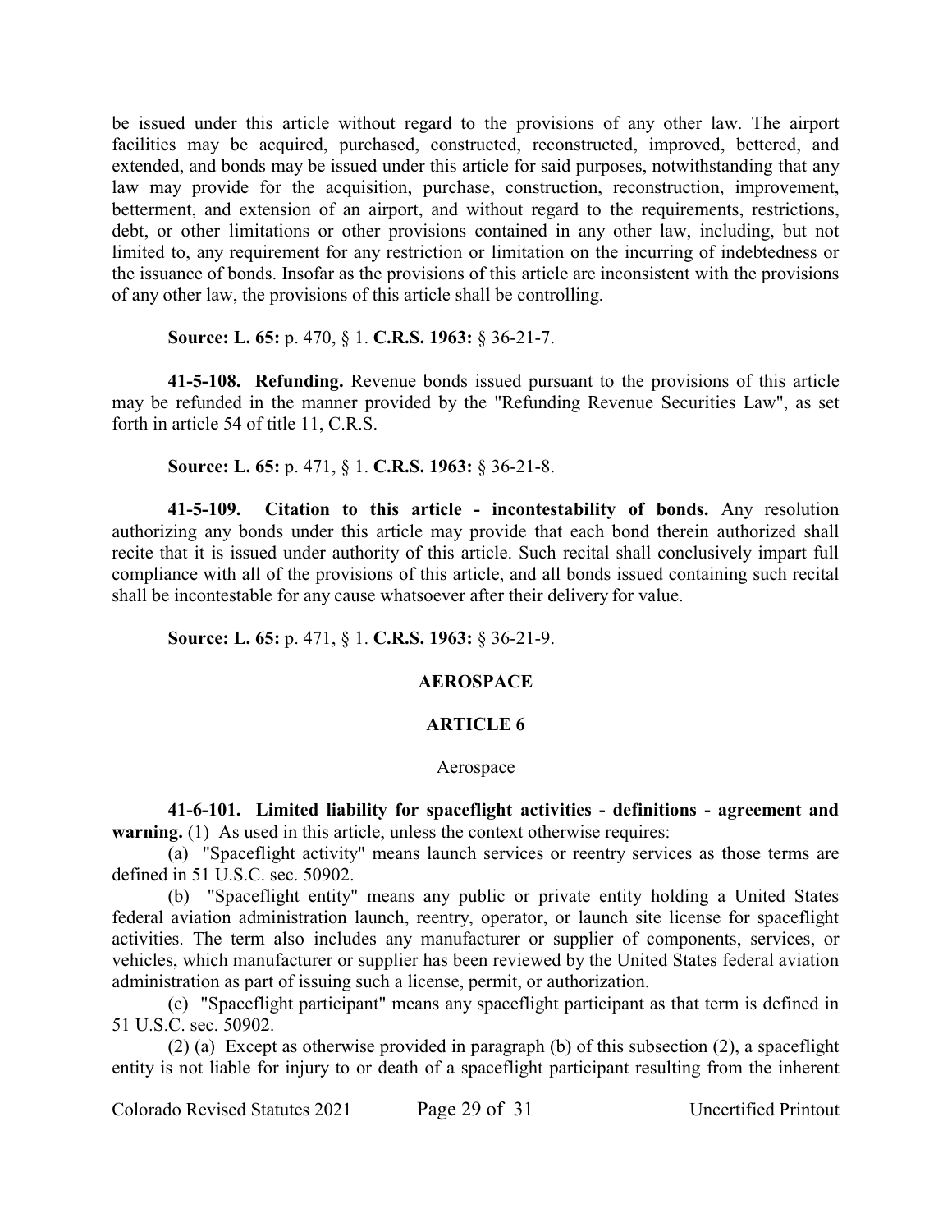be issued under this article without regard to the provisions of any other law. The airport facilities may be acquired, purchased, constructed, reconstructed, improved, bettered, and extended, and bonds may be issued under this article for said purposes, notwithstanding that any law may provide for the acquisition, purchase, construction, reconstruction, improvement, betterment, and extension of an airport, and without regard to the requirements, restrictions, debt, or other limitations or other provisions contained in any other law, including, but not limited to, any requirement for any restriction or limitation on the incurring of indebtedness or the issuance of bonds. Insofar as the provisions of this article are inconsistent with the provisions of any other law, the provisions of this article shall be controlling.

**Source: L. 65:** p. 470, § 1. **C.R.S. 1963:** § 36-21-7.

**41-5-108. Refunding.** Revenue bonds issued pursuant to the provisions of this article may be refunded in the manner provided by the "Refunding Revenue Securities Law", as set forth in article 54 of title 11, C.R.S.

**Source: L. 65:** p. 471, § 1. **C.R.S. 1963:** § 36-21-8.

**41-5-109. Citation to this article - incontestability of bonds.** Any resolution authorizing any bonds under this article may provide that each bond therein authorized shall recite that it is issued under authority of this article. Such recital shall conclusively impart full compliance with all of the provisions of this article, and all bonds issued containing such recital shall be incontestable for any cause whatsoever after their delivery for value.

**Source: L. 65:** p. 471, § 1. **C.R.S. 1963:** § 36-21-9.

## AEROSPACE

## ARTICLE 6

### Aerospace

**41-6-101. Limited liability for spaceflight activities - definitions - agreement and warning.** (1) As used in this article, unless the context otherwise requires:

(a) "Spaceflight activity" means launch services or reentry services as those terms are defined in 51 U.S.C. sec. 50902.

(b) "Spaceflight entity" means any public or private entity holding a United States federal aviation administration launch, reentry, operator, or launch site license for spaceflight activities. The term also includes any manufacturer or supplier of components, services, or vehicles, which manufacturer or supplier has been reviewed by the United States federal aviation administration as part of issuing such a license, permit, or authorization.

(c) "Spaceflight participant" means any spaceflight participant as that term is defined in 51 U.S.C. sec. 50902.

(2) (a) Except as otherwise provided in paragraph (b) of this subsection (2), a spaceflight entity is not liable for injury to or death of a spaceflight participant resulting from the inherent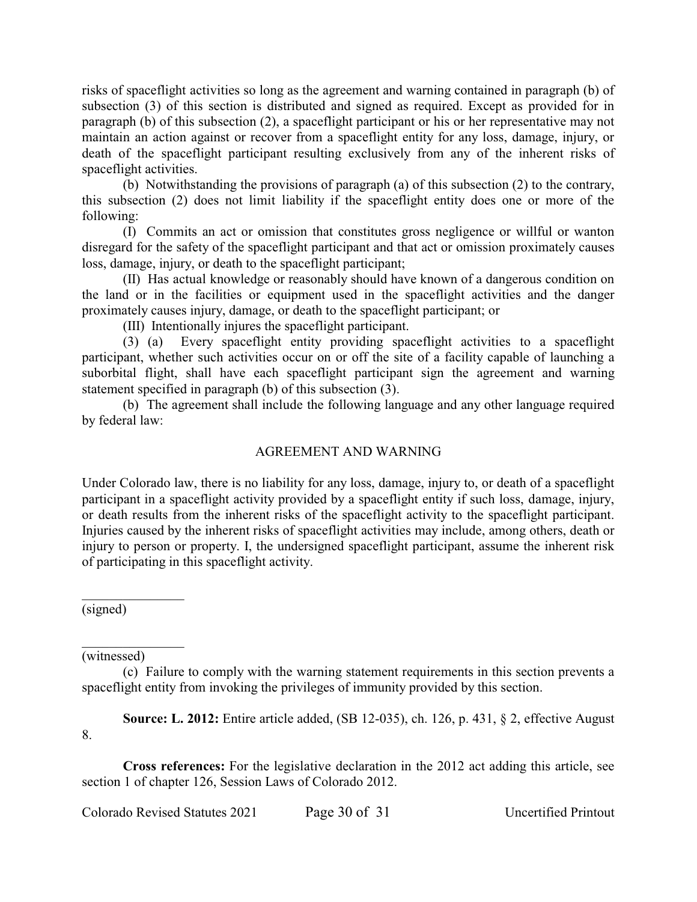risks of spaceflight activities so long as the agreement and warning contained in paragraph (b) of subsection (3) of this section is distributed and signed as required. Except as provided for in paragraph (b) of this subsection (2), a spaceflight participant or his or her representative may not maintain an action against or recover from a spaceflight entity for any loss, damage, injury, or death of the spaceflight participant resulting exclusively from any of the inherent risks of spaceflight activities.

(b) Notwithstanding the provisions of paragraph (a) of this subsection (2) to the contrary, this subsection (2) does not limit liability if the spaceflight entity does one or more of the following:

(I) Commits an act or omission that constitutes gross negligence or willful or wanton disregard for the safety of the spaceflight participant and that act or omission proximately causes loss, damage, injury, or death to the spaceflight participant;

(II) Has actual knowledge or reasonably should have known of a dangerous condition on the land or in the facilities or equipment used in the spaceflight activities and the danger proximately causes injury, damage, or death to the spaceflight participant; or

(III) Intentionally injures the spaceflight participant.

(3) (a) Every spaceflight entity providing spaceflight activities to a spaceflight participant, whether such activities occur on or off the site of a facility capable of launching a suborbital flight, shall have each spaceflight participant sign the agreement and warning statement specified in paragraph (b) of this subsection (3).

(b) The agreement shall include the following language and any other language required by federal law:

AGREEMENT AND WARNING

Under Colorado law, there is no liability for any loss, damage, injury to, or death of a spaceflight participant in a spaceflight activity provided by a spaceflight entity if such loss, damage, injury, or death results from the inherent risks of the spaceflight activity to the spaceflight participant. Injuries caused by the inherent risks of spaceflight activities may include, among others, death or injury to person or property. I, the undersigned spaceflight participant, assume the inherent risk of participating in this spaceflight activity.

\_\_\_\_\_\_\_\_\_\_\_\_\_\_\_\_
(signed)

\_\_\_\_\_\_\_\_\_\_\_\_\_\_\_\_
(witnessed)

(c) Failure to comply with the warning statement requirements in this section prevents a spaceflight entity from invoking the privileges of immunity provided by this section.

**Source: L. 2012:** Entire article added, (SB 12-035), ch. 126, p. 431, § 2, effective August 8.

**Cross references:** For the legislative declaration in the 2012 act adding this article, see section 1 of chapter 126, Session Laws of Colorado 2012.